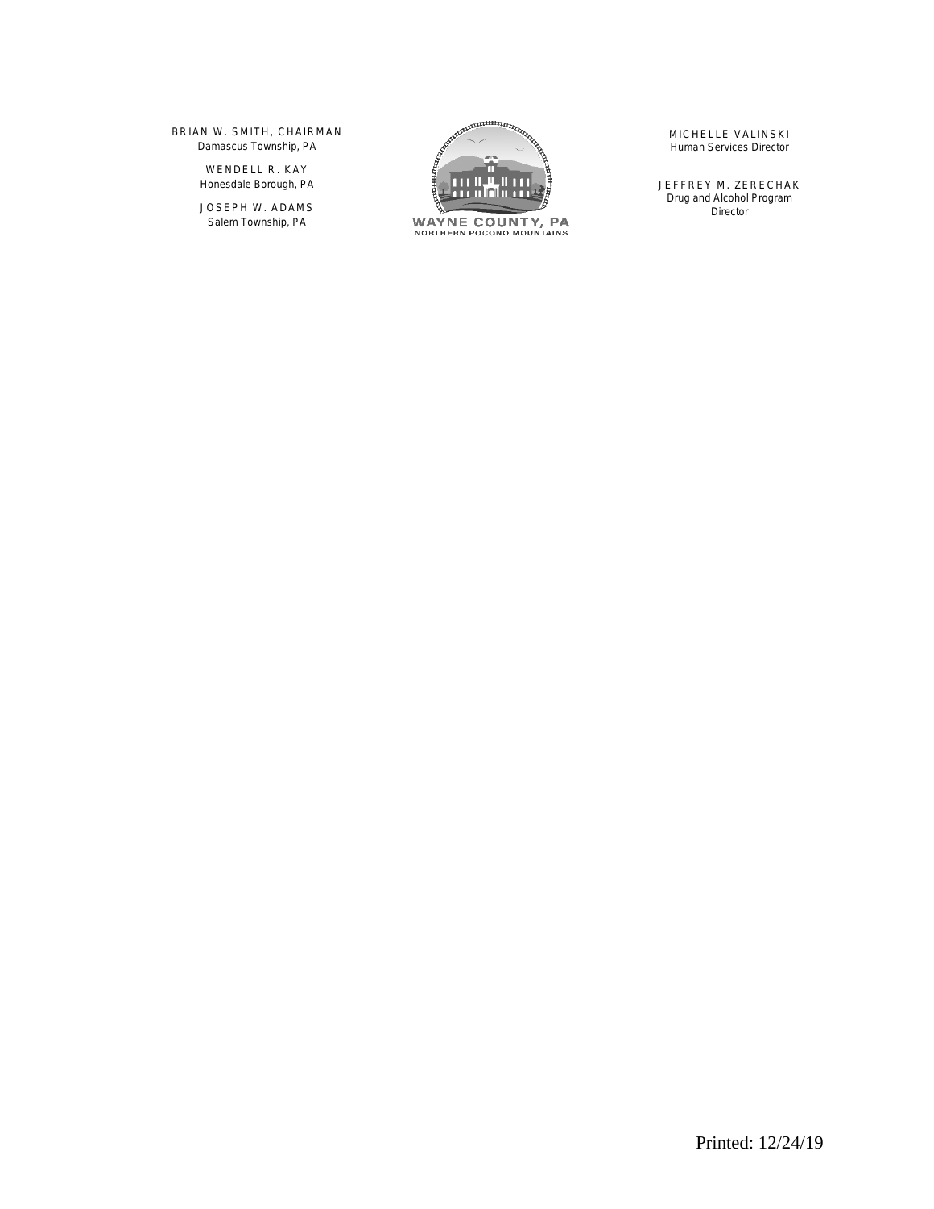BRIAN W. SMITH, CHAIRMAN
Damascus Township, PA

WENDELL R. KAY
Honesdale Borough, PA

JOSEPH W. ADAMS
Salem Township, PA

WAYNE COUNTY, PA
NORTHERN POCONO MOUNTAINS

MICHELLE VALINSKI
Human Services Director

JEFFREY M. ZERECHAK
Drug and Alcohol Program Director

Printed: 12/24/19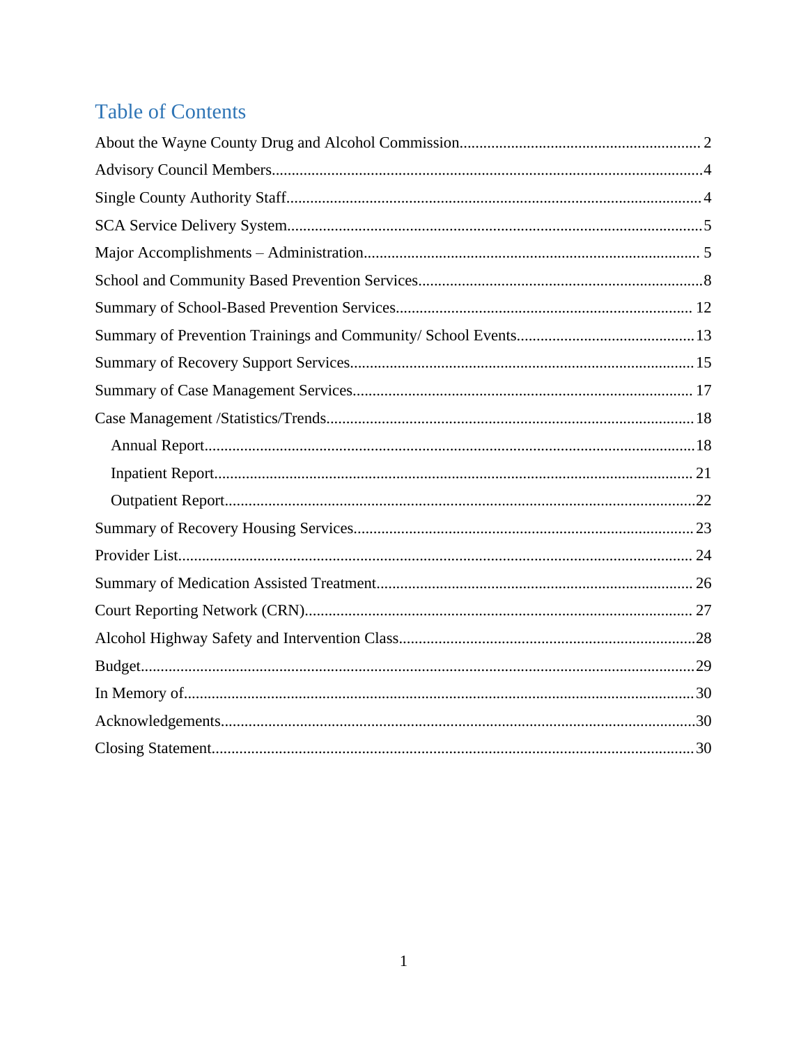# Table of Contents

About the Wayne County Drug and Alcohol Commission.......... 2

Advisory Council Members.......... 4

Single County Authority Staff.......... 4

SCA Service Delivery System.......... 5

Major Accomplishments – Administration.......... 5

School and Community Based Prevention Services.......... 8

Summary of School-Based Prevention Services.......... 12

Summary of Prevention Trainings and Community/ School Events.......... 13

Summary of Recovery Support Services.......... 15

Summary of Case Management Services.......... 17

Case Management /Statistics/Trends.......... 18

- Annual Report.......... 18
- Inpatient Report.......... 21
- Outpatient Report.......... 22

Summary of Recovery Housing Services.......... 23

Provider List.......... 24

Summary of Medication Assisted Treatment.......... 26

Court Reporting Network (CRN).......... 27

Alcohol Highway Safety and Intervention Class.......... 28

Budget.......... 29

In Memory of.......... 30

Acknowledgements.......... 30

Closing Statement.......... 30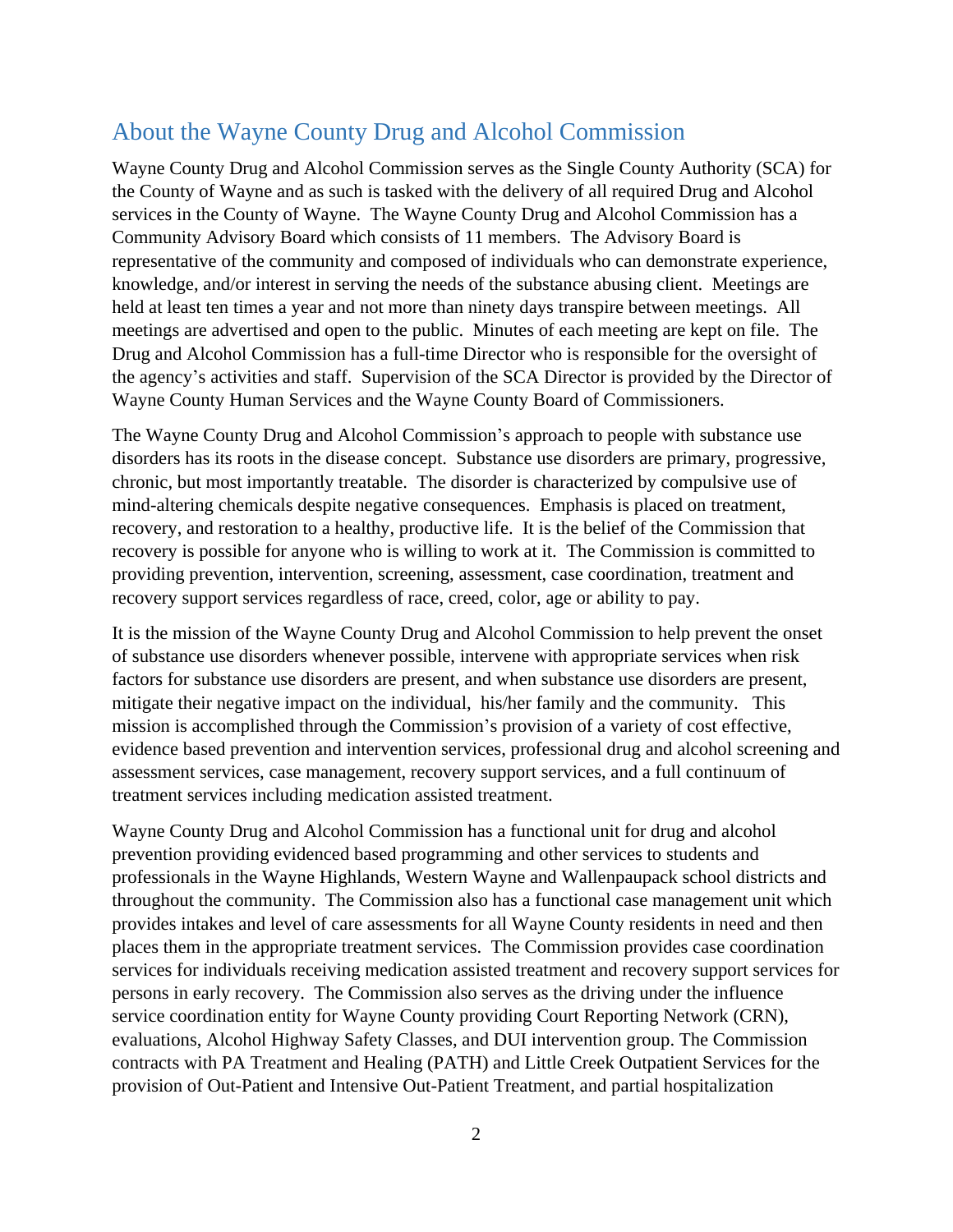## About the Wayne County Drug and Alcohol Commission

Wayne County Drug and Alcohol Commission serves as the Single County Authority (SCA) for the County of Wayne and as such is tasked with the delivery of all required Drug and Alcohol services in the County of Wayne. The Wayne County Drug and Alcohol Commission has a Community Advisory Board which consists of 11 members. The Advisory Board is representative of the community and composed of individuals who can demonstrate experience, knowledge, and/or interest in serving the needs of the substance abusing client. Meetings are held at least ten times a year and not more than ninety days transpire between meetings. All meetings are advertised and open to the public. Minutes of each meeting are kept on file. The Drug and Alcohol Commission has a full-time Director who is responsible for the oversight of the agency's activities and staff. Supervision of the SCA Director is provided by the Director of Wayne County Human Services and the Wayne County Board of Commissioners.

The Wayne County Drug and Alcohol Commission's approach to people with substance use disorders has its roots in the disease concept. Substance use disorders are primary, progressive, chronic, but most importantly treatable. The disorder is characterized by compulsive use of mind-altering chemicals despite negative consequences. Emphasis is placed on treatment, recovery, and restoration to a healthy, productive life. It is the belief of the Commission that recovery is possible for anyone who is willing to work at it. The Commission is committed to providing prevention, intervention, screening, assessment, case coordination, treatment and recovery support services regardless of race, creed, color, age or ability to pay.

It is the mission of the Wayne County Drug and Alcohol Commission to help prevent the onset of substance use disorders whenever possible, intervene with appropriate services when risk factors for substance use disorders are present, and when substance use disorders are present, mitigate their negative impact on the individual, his/her family and the community. This mission is accomplished through the Commission's provision of a variety of cost effective, evidence based prevention and intervention services, professional drug and alcohol screening and assessment services, case management, recovery support services, and a full continuum of treatment services including medication assisted treatment.

Wayne County Drug and Alcohol Commission has a functional unit for drug and alcohol prevention providing evidenced based programming and other services to students and professionals in the Wayne Highlands, Western Wayne and Wallenpaupack school districts and throughout the community. The Commission also has a functional case management unit which provides intakes and level of care assessments for all Wayne County residents in need and then places them in the appropriate treatment services. The Commission provides case coordination services for individuals receiving medication assisted treatment and recovery support services for persons in early recovery. The Commission also serves as the driving under the influence service coordination entity for Wayne County providing Court Reporting Network (CRN), evaluations, Alcohol Highway Safety Classes, and DUI intervention group. The Commission contracts with PA Treatment and Healing (PATH) and Little Creek Outpatient Services for the provision of Out-Patient and Intensive Out-Patient Treatment, and partial hospitalization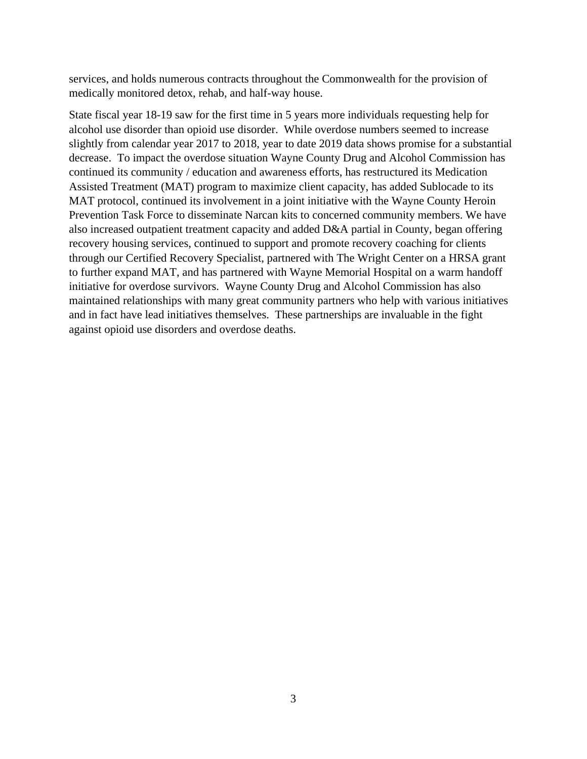services, and holds numerous contracts throughout the Commonwealth for the provision of medically monitored detox, rehab, and half-way house.

State fiscal year 18-19 saw for the first time in 5 years more individuals requesting help for alcohol use disorder than opioid use disorder. While overdose numbers seemed to increase slightly from calendar year 2017 to 2018, year to date 2019 data shows promise for a substantial decrease. To impact the overdose situation Wayne County Drug and Alcohol Commission has continued its community / education and awareness efforts, has restructured its Medication Assisted Treatment (MAT) program to maximize client capacity, has added Sublocade to its MAT protocol, continued its involvement in a joint initiative with the Wayne County Heroin Prevention Task Force to disseminate Narcan kits to concerned community members. We have also increased outpatient treatment capacity and added D&A partial in County, began offering recovery housing services, continued to support and promote recovery coaching for clients through our Certified Recovery Specialist, partnered with The Wright Center on a HRSA grant to further expand MAT, and has partnered with Wayne Memorial Hospital on a warm handoff initiative for overdose survivors. Wayne County Drug and Alcohol Commission has also maintained relationships with many great community partners who help with various initiatives and in fact have lead initiatives themselves. These partnerships are invaluable in the fight against opioid use disorders and overdose deaths.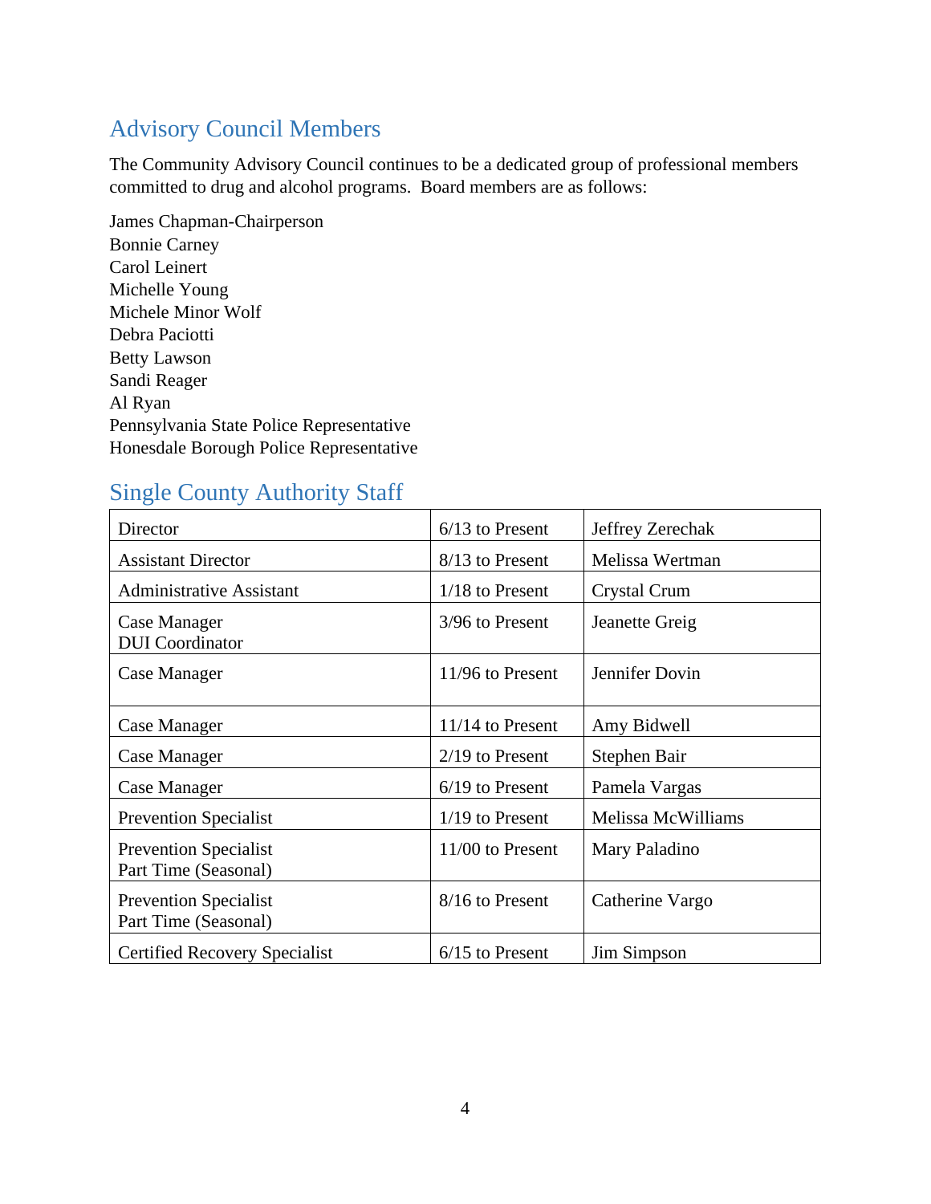## Advisory Council Members

The Community Advisory Council continues to be a dedicated group of professional members committed to drug and alcohol programs. Board members are as follows:

James Chapman-Chairperson
Bonnie Carney
Carol Leinert
Michelle Young
Michele Minor Wolf
Debra Paciotti
Betty Lawson
Sandi Reager
Al Ryan
Pennsylvania State Police Representative
Honesdale Borough Police Representative

## Single County Authority Staff

| | | |
|---|---|---|
| Director | 6/13 to Present | Jeffrey Zerechak |
| Assistant Director | 8/13 to Present | Melissa Wertman |
| Administrative Assistant | 1/18 to Present | Crystal Crum |
| Case Manager<br>DUI Coordinator | 3/96 to Present | Jeanette Greig |
| Case Manager | 11/96 to Present | Jennifer Dovin |
| Case Manager | 11/14 to Present | Amy Bidwell |
| Case Manager | 2/19 to Present | Stephen Bair |
| Case Manager | 6/19 to Present | Pamela Vargas |
| Prevention Specialist | 1/19 to Present | Melissa McWilliams |
| Prevention Specialist<br>Part Time (Seasonal) | 11/00 to Present | Mary Paladino |
| Prevention Specialist<br>Part Time (Seasonal) | 8/16 to Present | Catherine Vargo |
| Certified Recovery Specialist | 6/15 to Present | Jim Simpson |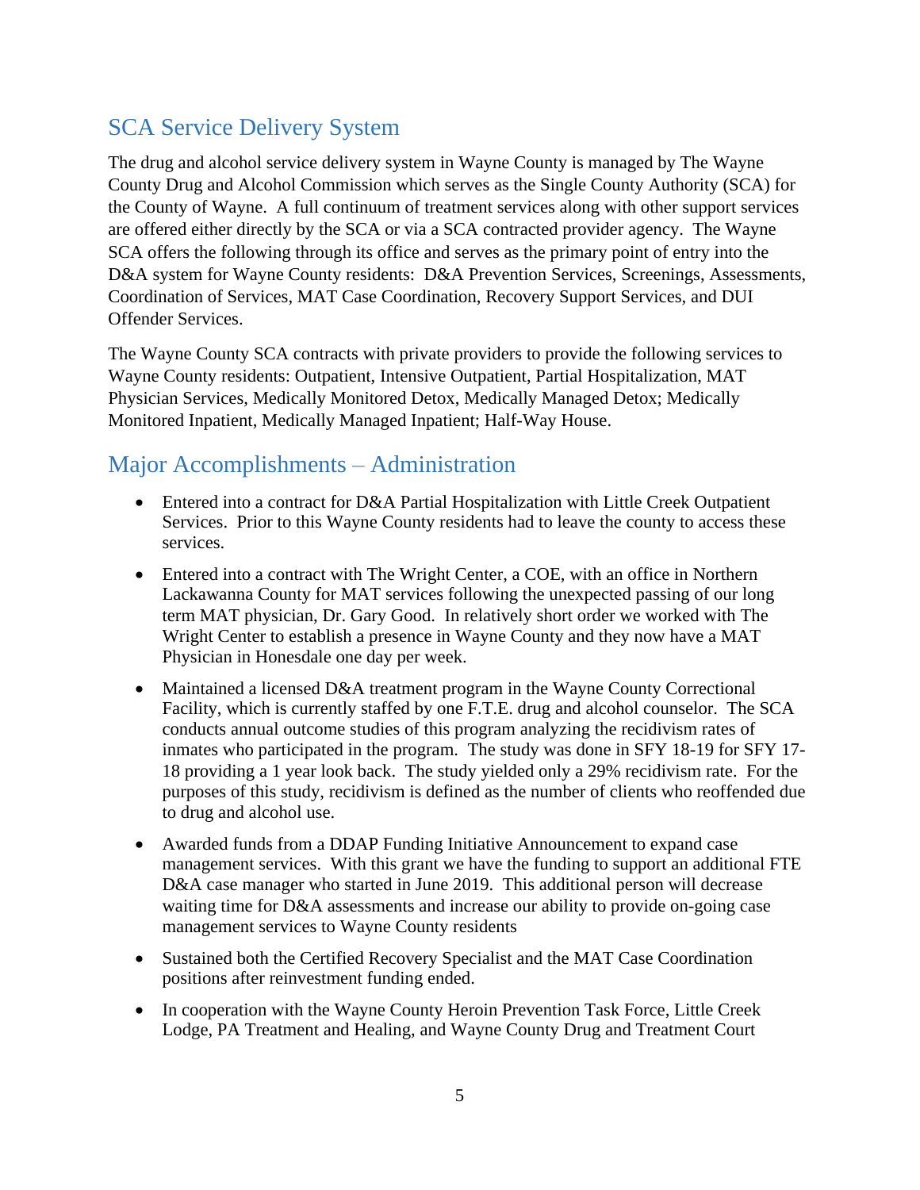## SCA Service Delivery System

The drug and alcohol service delivery system in Wayne County is managed by The Wayne County Drug and Alcohol Commission which serves as the Single County Authority (SCA) for the County of Wayne. A full continuum of treatment services along with other support services are offered either directly by the SCA or via a SCA contracted provider agency. The Wayne SCA offers the following through its office and serves as the primary point of entry into the D&A system for Wayne County residents: D&A Prevention Services, Screenings, Assessments, Coordination of Services, MAT Case Coordination, Recovery Support Services, and DUI Offender Services.

The Wayne County SCA contracts with private providers to provide the following services to Wayne County residents: Outpatient, Intensive Outpatient, Partial Hospitalization, MAT Physician Services, Medically Monitored Detox, Medically Managed Detox; Medically Monitored Inpatient, Medically Managed Inpatient; Half-Way House.

## Major Accomplishments – Administration

- Entered into a contract for D&A Partial Hospitalization with Little Creek Outpatient Services. Prior to this Wayne County residents had to leave the county to access these services.
- Entered into a contract with The Wright Center, a COE, with an office in Northern Lackawanna County for MAT services following the unexpected passing of our long term MAT physician, Dr. Gary Good. In relatively short order we worked with The Wright Center to establish a presence in Wayne County and they now have a MAT Physician in Honesdale one day per week.
- Maintained a licensed D&A treatment program in the Wayne County Correctional Facility, which is currently staffed by one F.T.E. drug and alcohol counselor. The SCA conducts annual outcome studies of this program analyzing the recidivism rates of inmates who participated in the program. The study was done in SFY 18-19 for SFY 17-18 providing a 1 year look back. The study yielded only a 29% recidivism rate. For the purposes of this study, recidivism is defined as the number of clients who reoffended due to drug and alcohol use.
- Awarded funds from a DDAP Funding Initiative Announcement to expand case management services. With this grant we have the funding to support an additional FTE D&A case manager who started in June 2019. This additional person will decrease waiting time for D&A assessments and increase our ability to provide on-going case management services to Wayne County residents
- Sustained both the Certified Recovery Specialist and the MAT Case Coordination positions after reinvestment funding ended.
- In cooperation with the Wayne County Heroin Prevention Task Force, Little Creek Lodge, PA Treatment and Healing, and Wayne County Drug and Treatment Court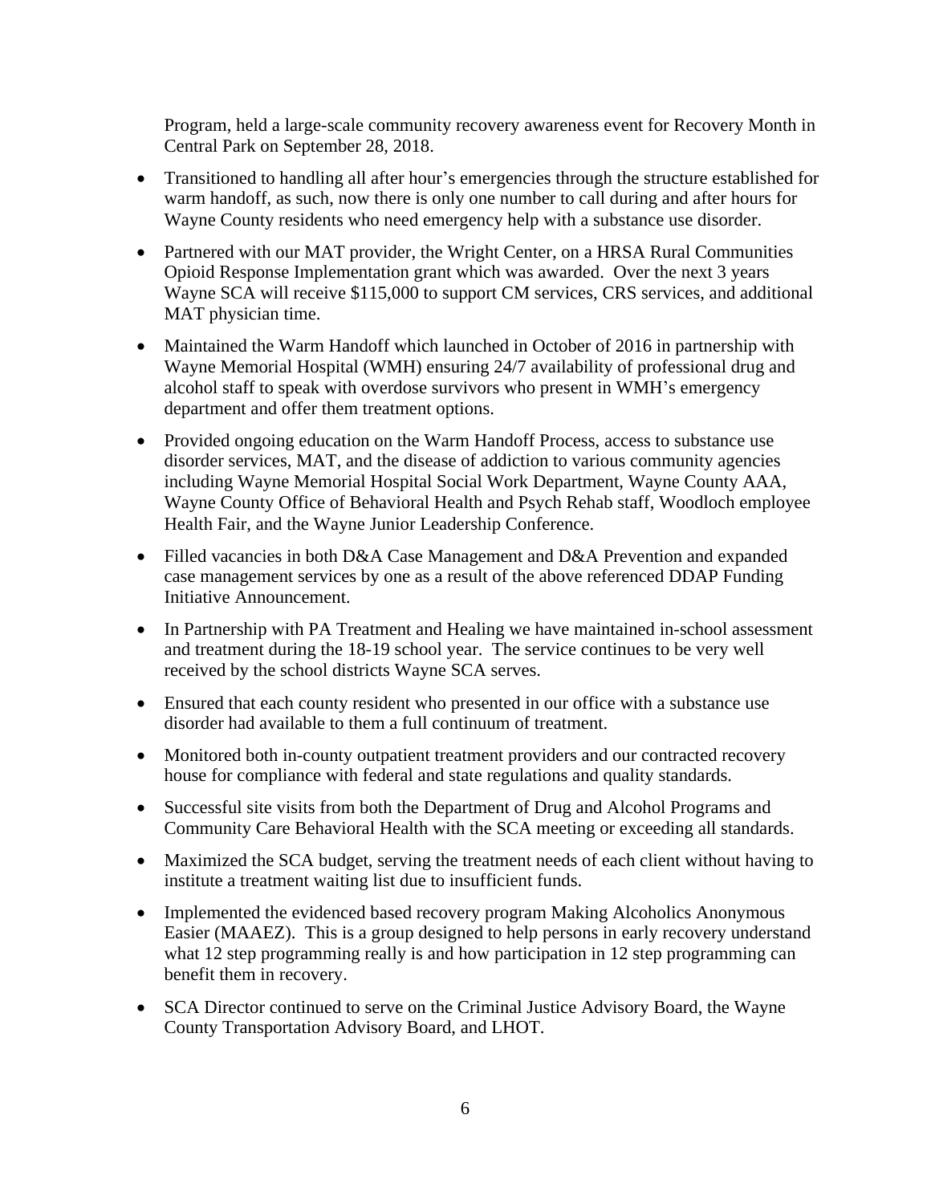Program, held a large-scale community recovery awareness event for Recovery Month in Central Park on September 28, 2018.

- Transitioned to handling all after hour's emergencies through the structure established for warm handoff, as such, now there is only one number to call during and after hours for Wayne County residents who need emergency help with a substance use disorder.
- Partnered with our MAT provider, the Wright Center, on a HRSA Rural Communities Opioid Response Implementation grant which was awarded. Over the next 3 years Wayne SCA will receive $115,000 to support CM services, CRS services, and additional MAT physician time.
- Maintained the Warm Handoff which launched in October of 2016 in partnership with Wayne Memorial Hospital (WMH) ensuring 24/7 availability of professional drug and alcohol staff to speak with overdose survivors who present in WMH's emergency department and offer them treatment options.
- Provided ongoing education on the Warm Handoff Process, access to substance use disorder services, MAT, and the disease of addiction to various community agencies including Wayne Memorial Hospital Social Work Department, Wayne County AAA, Wayne County Office of Behavioral Health and Psych Rehab staff, Woodloch employee Health Fair, and the Wayne Junior Leadership Conference.
- Filled vacancies in both D&A Case Management and D&A Prevention and expanded case management services by one as a result of the above referenced DDAP Funding Initiative Announcement.
- In Partnership with PA Treatment and Healing we have maintained in-school assessment and treatment during the 18-19 school year. The service continues to be very well received by the school districts Wayne SCA serves.
- Ensured that each county resident who presented in our office with a substance use disorder had available to them a full continuum of treatment.
- Monitored both in-county outpatient treatment providers and our contracted recovery house for compliance with federal and state regulations and quality standards.
- Successful site visits from both the Department of Drug and Alcohol Programs and Community Care Behavioral Health with the SCA meeting or exceeding all standards.
- Maximized the SCA budget, serving the treatment needs of each client without having to institute a treatment waiting list due to insufficient funds.
- Implemented the evidenced based recovery program Making Alcoholics Anonymous Easier (MAAEZ). This is a group designed to help persons in early recovery understand what 12 step programming really is and how participation in 12 step programming can benefit them in recovery.
- SCA Director continued to serve on the Criminal Justice Advisory Board, the Wayne County Transportation Advisory Board, and LHOT.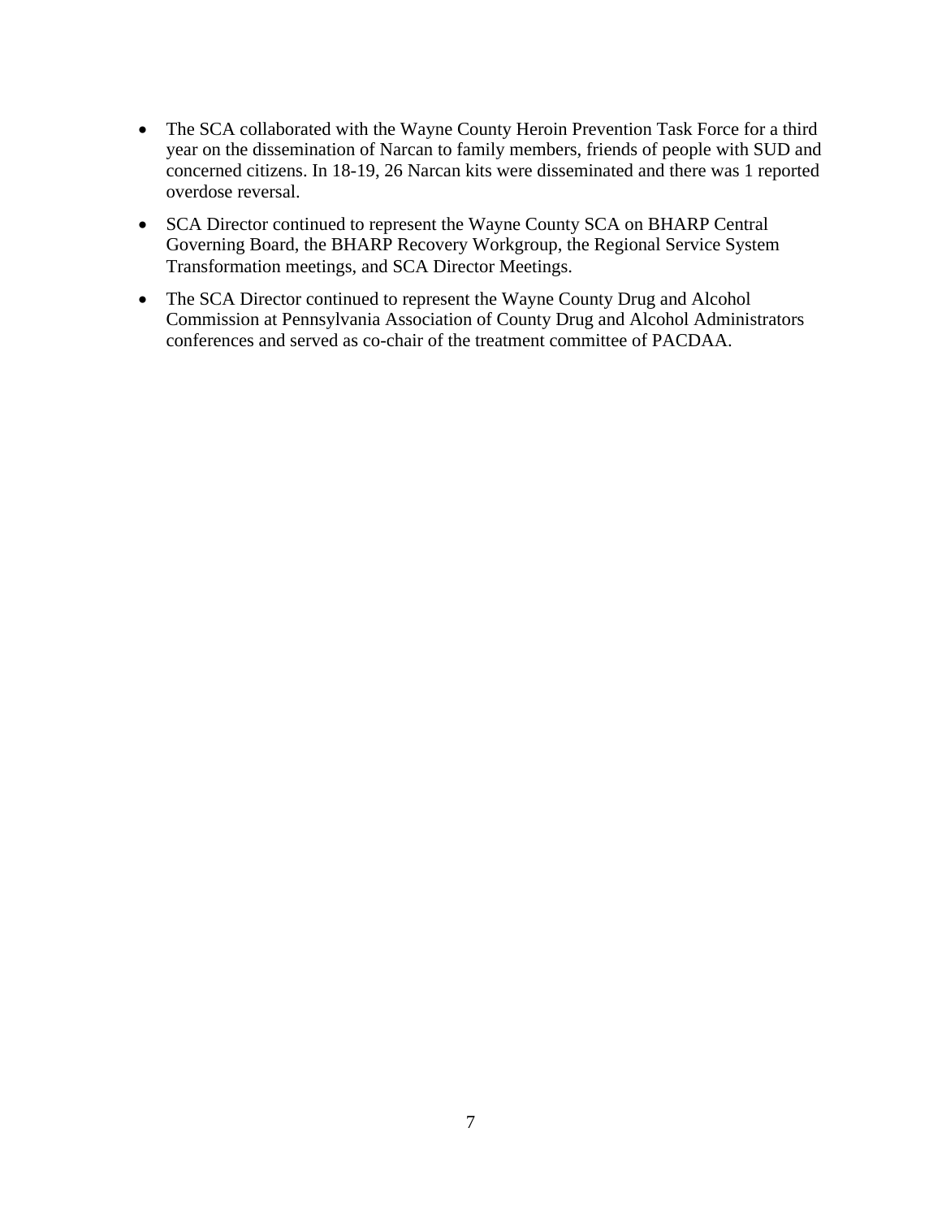- The SCA collaborated with the Wayne County Heroin Prevention Task Force for a third year on the dissemination of Narcan to family members, friends of people with SUD and concerned citizens. In 18-19, 26 Narcan kits were disseminated and there was 1 reported overdose reversal.
- SCA Director continued to represent the Wayne County SCA on BHARP Central Governing Board, the BHARP Recovery Workgroup, the Regional Service System Transformation meetings, and SCA Director Meetings.
- The SCA Director continued to represent the Wayne County Drug and Alcohol Commission at Pennsylvania Association of County Drug and Alcohol Administrators conferences and served as co-chair of the treatment committee of PACDAA.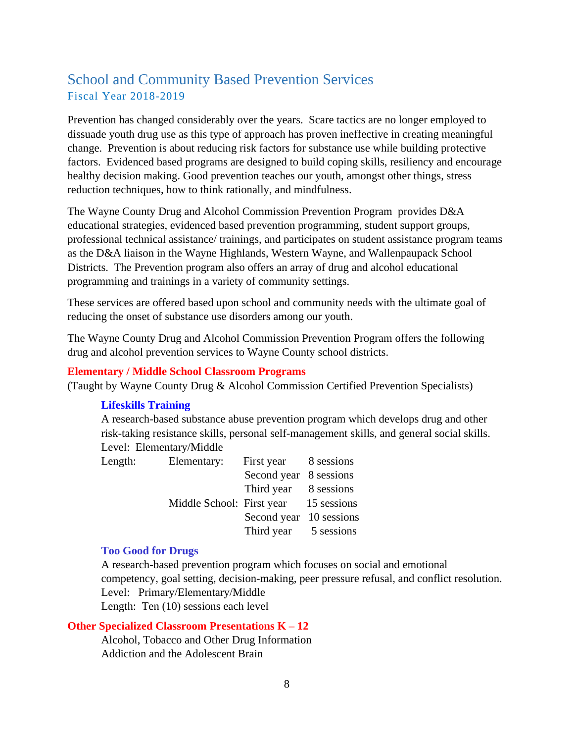## School and Community Based Prevention Services

### Fiscal Year 2018-2019

Prevention has changed considerably over the years. Scare tactics are no longer employed to dissuade youth drug use as this type of approach has proven ineffective in creating meaningful change. Prevention is about reducing risk factors for substance use while building protective factors. Evidenced based programs are designed to build coping skills, resiliency and encourage healthy decision making. Good prevention teaches our youth, amongst other things, stress reduction techniques, how to think rationally, and mindfulness.

The Wayne County Drug and Alcohol Commission Prevention Program provides D&A educational strategies, evidenced based prevention programming, student support groups, professional technical assistance/ trainings, and participates on student assistance program teams as the D&A liaison in the Wayne Highlands, Western Wayne, and Wallenpaupack School Districts. The Prevention program also offers an array of drug and alcohol educational programming and trainings in a variety of community settings.

These services are offered based upon school and community needs with the ultimate goal of reducing the onset of substance use disorders among our youth.

The Wayne County Drug and Alcohol Commission Prevention Program offers the following drug and alcohol prevention services to Wayne County school districts.

**Elementary / Middle School Classroom Programs**

(Taught by Wayne County Drug & Alcohol Commission Certified Prevention Specialists)

**Lifeskills Training**

A research-based substance abuse prevention program which develops drug and other risk-taking resistance skills, personal self-management skills, and general social skills.

Level: Elementary/Middle

| Length: | | | |
|---|---|---|---|
| | Elementary: | First year | 8 sessions |
| | | Second year | 8 sessions |
| | | Third year | 8 sessions |
| | Middle School: | First year | 15 sessions |
| | | Second year | 10 sessions |
| | | Third year | 5 sessions |

**Too Good for Drugs**

A research-based prevention program which focuses on social and emotional competency, goal setting, decision-making, peer pressure refusal, and conflict resolution.

Level: Primary/Elementary/Middle

Length: Ten (10) sessions each level

**Other Specialized Classroom Presentations K – 12**

Alcohol, Tobacco and Other Drug Information

Addiction and the Adolescent Brain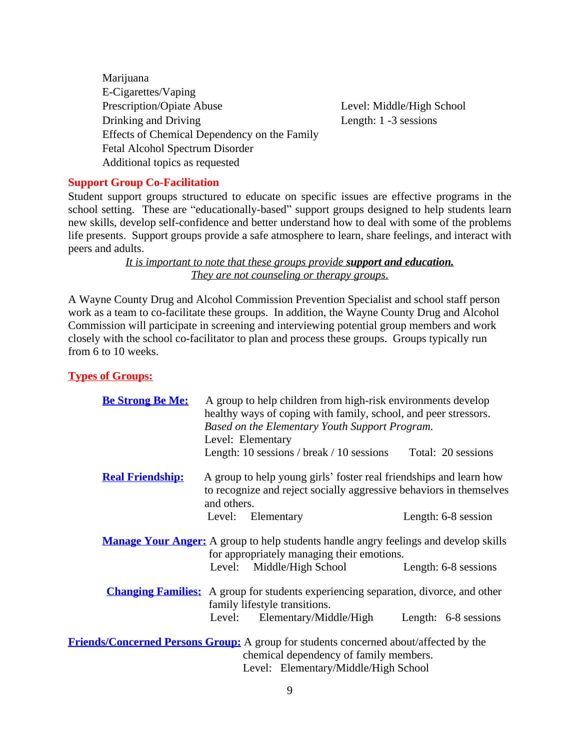Marijuana
E-Cigarettes/Vaping
Prescription/Opiate Abuse
Drinking and Driving
Effects of Chemical Dependency on the Family
Fetal Alcohol Spectrum Disorder
Additional topics as requested

Level: Middle/High School
Length: 1 -3 sessions

## Support Group Co-Facilitation

Student support groups structured to educate on specific issues are effective programs in the school setting. These are "educationally-based" support groups designed to help students learn new skills, develop self-confidence and better understand how to deal with some of the problems life presents. Support groups provide a safe atmosphere to learn, share feelings, and interact with peers and adults.

*It is important to note that these groups provide **support and education.***
*They are not counseling or therapy groups.*

A Wayne County Drug and Alcohol Commission Prevention Specialist and school staff person work as a team to co-facilitate these groups. In addition, the Wayne County Drug and Alcohol Commission will participate in screening and interviewing potential group members and work closely with the school co-facilitator to plan and process these groups. Groups typically run from 6 to 10 weeks.

## Types of Groups:

**Be Strong Be Me:** A group to help children from high-risk environments develop healthy ways of coping with family, school, and peer stressors. *Based on the Elementary Youth Support Program.*
Level: Elementary
Length: 10 sessions / break / 10 sessions Total: 20 sessions

**Real Friendship:** A group to help young girls' foster real friendships and learn how to recognize and reject socially aggressive behaviors in themselves and others.
Level: Elementary Length: 6-8 session

**Manage Your Anger:** A group to help students handle angry feelings and develop skills for appropriately managing their emotions.
Level: Middle/High School Length: 6-8 sessions

**Changing Families:** A group for students experiencing separation, divorce, and other family lifestyle transitions.
Level: Elementary/Middle/High Length: 6-8 sessions

**Friends/Concerned Persons Group:** A group for students concerned about/affected by the chemical dependency of family members.
Level: Elementary/Middle/High School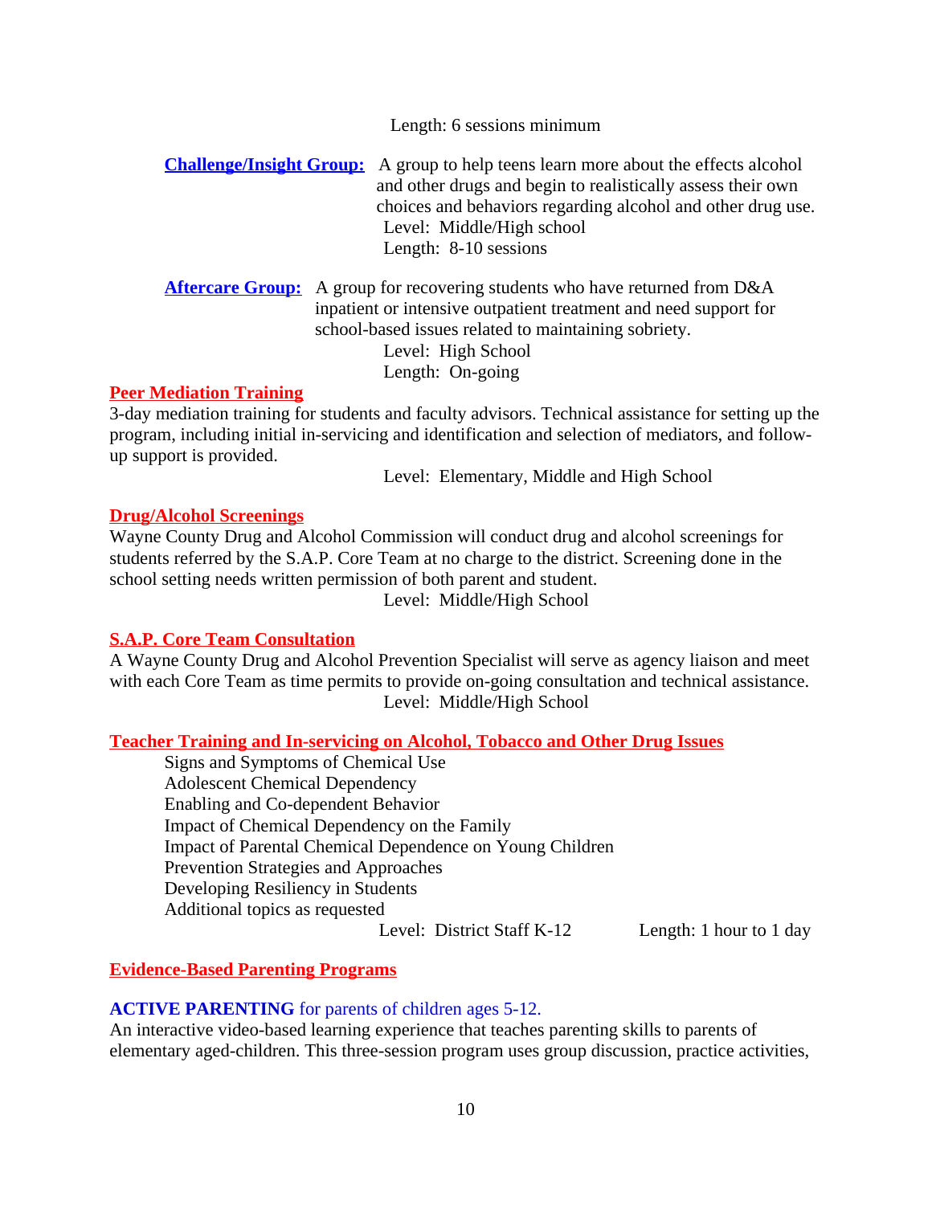Length: 6 sessions minimum

**Challenge/Insight Group:** A group to help teens learn more about the effects alcohol and other drugs and begin to realistically assess their own choices and behaviors regarding alcohol and other drug use.
Level: Middle/High school
Length: 8-10 sessions

**Aftercare Group:** A group for recovering students who have returned from D&A inpatient or intensive outpatient treatment and need support for school-based issues related to maintaining sobriety.
Level: High School
Length: On-going

### Peer Mediation Training

3-day mediation training for students and faculty advisors. Technical assistance for setting up the program, including initial in-servicing and identification and selection of mediators, and follow-up support is provided.

Level: Elementary, Middle and High School

### Drug/Alcohol Screenings

Wayne County Drug and Alcohol Commission will conduct drug and alcohol screenings for students referred by the S.A.P. Core Team at no charge to the district. Screening done in the school setting needs written permission of both parent and student.

Level: Middle/High School

### S.A.P. Core Team Consultation

A Wayne County Drug and Alcohol Prevention Specialist will serve as agency liaison and meet with each Core Team as time permits to provide on-going consultation and technical assistance.

Level: Middle/High School

### Teacher Training and In-servicing on Alcohol, Tobacco and Other Drug Issues

- Signs and Symptoms of Chemical Use
- Adolescent Chemical Dependency
- Enabling and Co-dependent Behavior
- Impact of Chemical Dependency on the Family
- Impact of Parental Chemical Dependence on Young Children
- Prevention Strategies and Approaches
- Developing Resiliency in Students
- Additional topics as requested

Level: District Staff K-12 Length: 1 hour to 1 day

### Evidence-Based Parenting Programs

**ACTIVE PARENTING** for parents of children ages 5-12.

An interactive video-based learning experience that teaches parenting skills to parents of elementary aged-children. This three-session program uses group discussion, practice activities,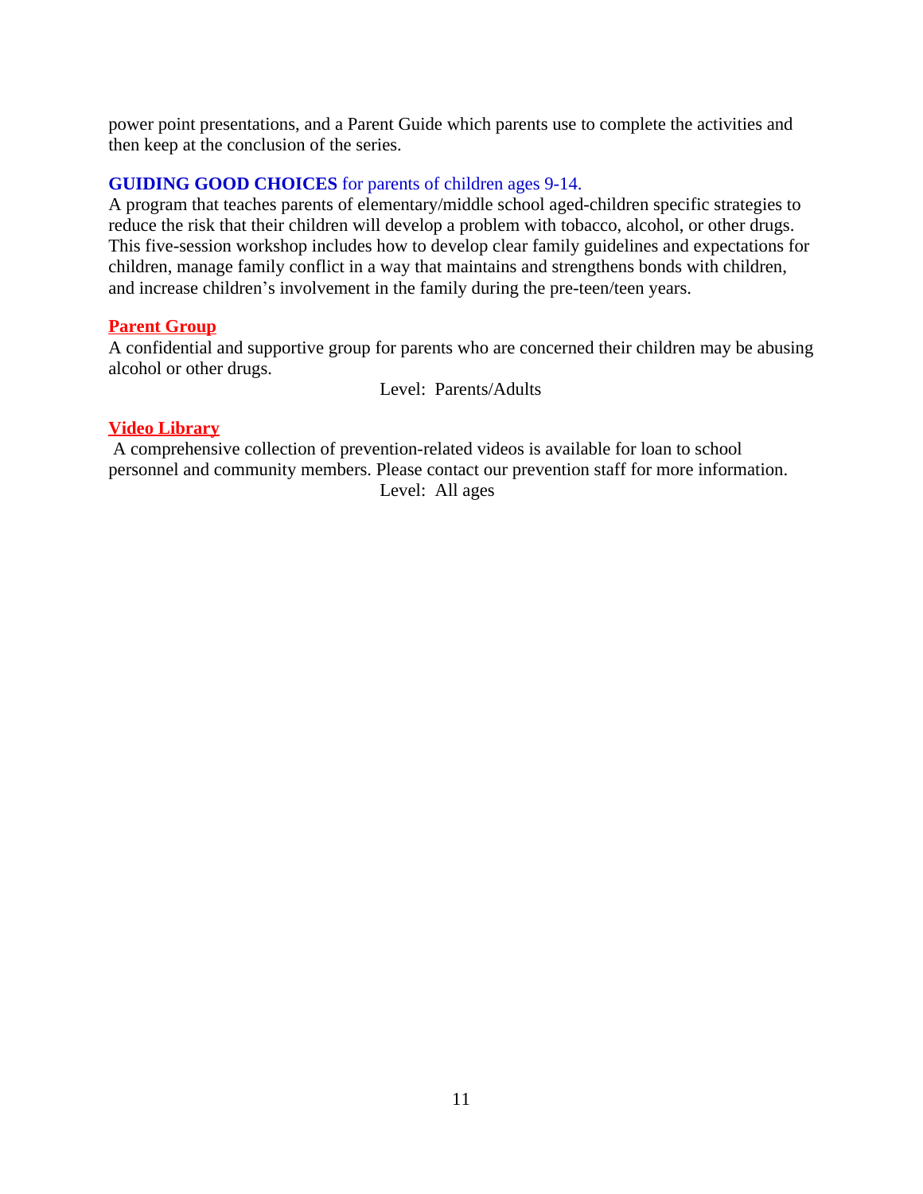power point presentations, and a Parent Guide which parents use to complete the activities and then keep at the conclusion of the series.

**GUIDING GOOD CHOICES** for parents of children ages 9-14.
A program that teaches parents of elementary/middle school aged-children specific strategies to reduce the risk that their children will develop a problem with tobacco, alcohol, or other drugs. This five-session workshop includes how to develop clear family guidelines and expectations for children, manage family conflict in a way that maintains and strengthens bonds with children, and increase children's involvement in the family during the pre-teen/teen years.

**Parent Group**
A confidential and supportive group for parents who are concerned their children may be abusing alcohol or other drugs.

Level: Parents/Adults

**Video Library**
A comprehensive collection of prevention-related videos is available for loan to school personnel and community members. Please contact our prevention staff for more information.

Level: All ages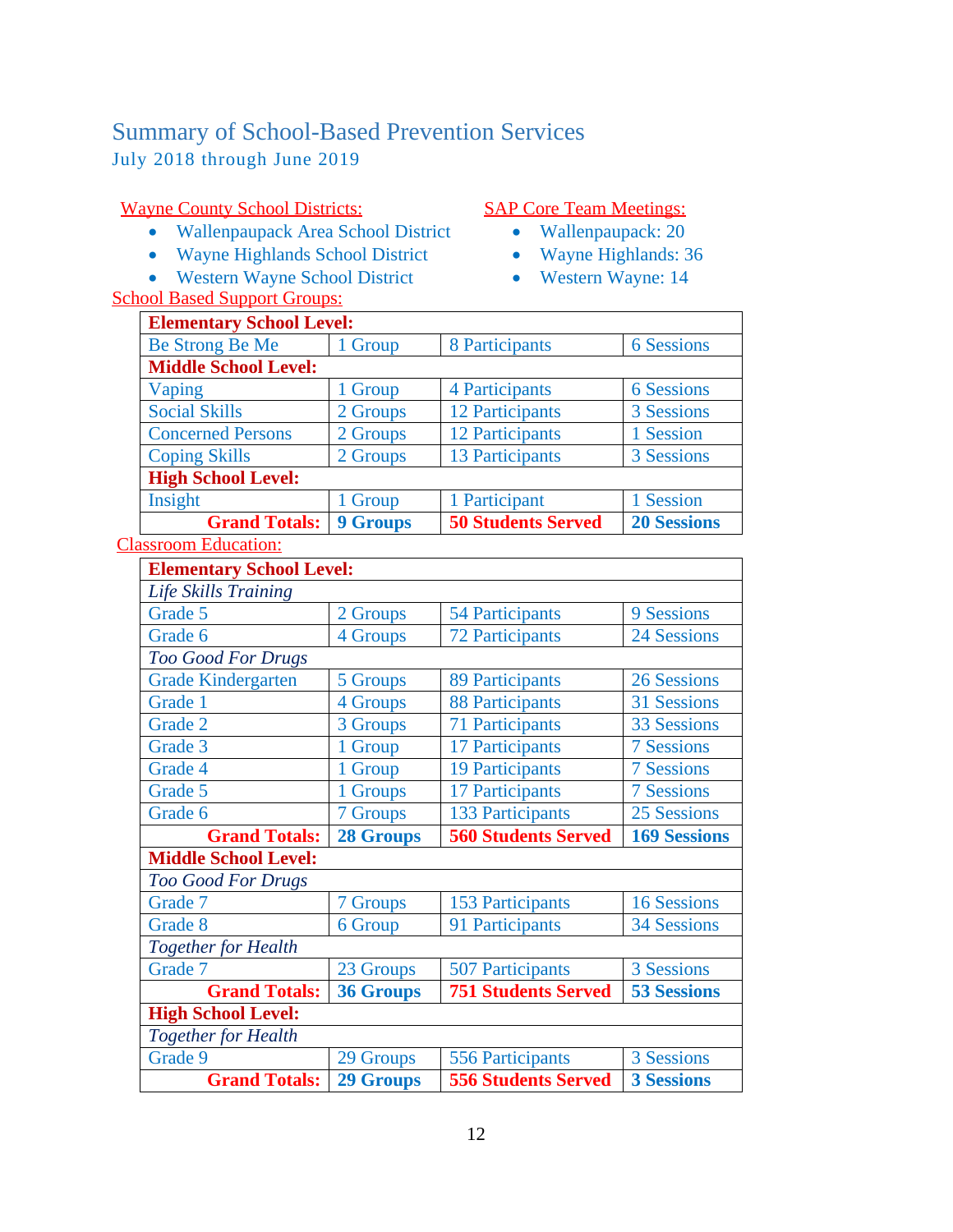# Summary of School-Based Prevention Services

July 2018 through June 2019

Wayne County School Districts:

- Wallenpaupack Area School District
- Wayne Highlands School District
- Western Wayne School District

SAP Core Team Meetings:

- Wallenpaupack: 20
- Wayne Highlands: 36
- Western Wayne: 14

School Based Support Groups:

| **Elementary School Level:** | | | |
|---|---|---|---|
| Be Strong Be Me | 1 Group | 8 Participants | 6 Sessions |
| **Middle School Level:** | | | |
| Vaping | 1 Group | 4 Participants | 6 Sessions |
| Social Skills | 2 Groups | 12 Participants | 3 Sessions |
| Concerned Persons | 2 Groups | 12 Participants | 1 Session |
| Coping Skills | 2 Groups | 13 Participants | 3 Sessions |
| **High School Level:** | | | |
| Insight | 1 Group | 1 Participant | 1 Session |
| **Grand Totals:** | **9 Groups** | **50 Students Served** | **20 Sessions** |

Classroom Education:

| **Elementary School Level:** | | | |
|---|---|---|---|
| *Life Skills Training* | | | |
| Grade 5 | 2 Groups | 54 Participants | 9 Sessions |
| Grade 6 | 4 Groups | 72 Participants | 24 Sessions |
| *Too Good For Drugs* | | | |
| Grade Kindergarten | 5 Groups | 89 Participants | 26 Sessions |
| Grade 1 | 4 Groups | 88 Participants | 31 Sessions |
| Grade 2 | 3 Groups | 71 Participants | 33 Sessions |
| Grade 3 | 1 Group | 17 Participants | 7 Sessions |
| Grade 4 | 1 Group | 19 Participants | 7 Sessions |
| Grade 5 | 1 Groups | 17 Participants | 7 Sessions |
| Grade 6 | 7 Groups | 133 Participants | 25 Sessions |
| **Grand Totals:** | **28 Groups** | **560 Students Served** | **169 Sessions** |
| **Middle School Level:** | | | |
| *Too Good For Drugs* | | | |
| Grade 7 | 7 Groups | 153 Participants | 16 Sessions |
| Grade 8 | 6 Group | 91 Participants | 34 Sessions |
| *Together for Health* | | | |
| Grade 7 | 23 Groups | 507 Participants | 3 Sessions |
| **Grand Totals:** | **36 Groups** | **751 Students Served** | **53 Sessions** |
| **High School Level:** | | | |
| *Together for Health* | | | |
| Grade 9 | 29 Groups | 556 Participants | 3 Sessions |
| **Grand Totals:** | **29 Groups** | **556 Students Served** | **3 Sessions** |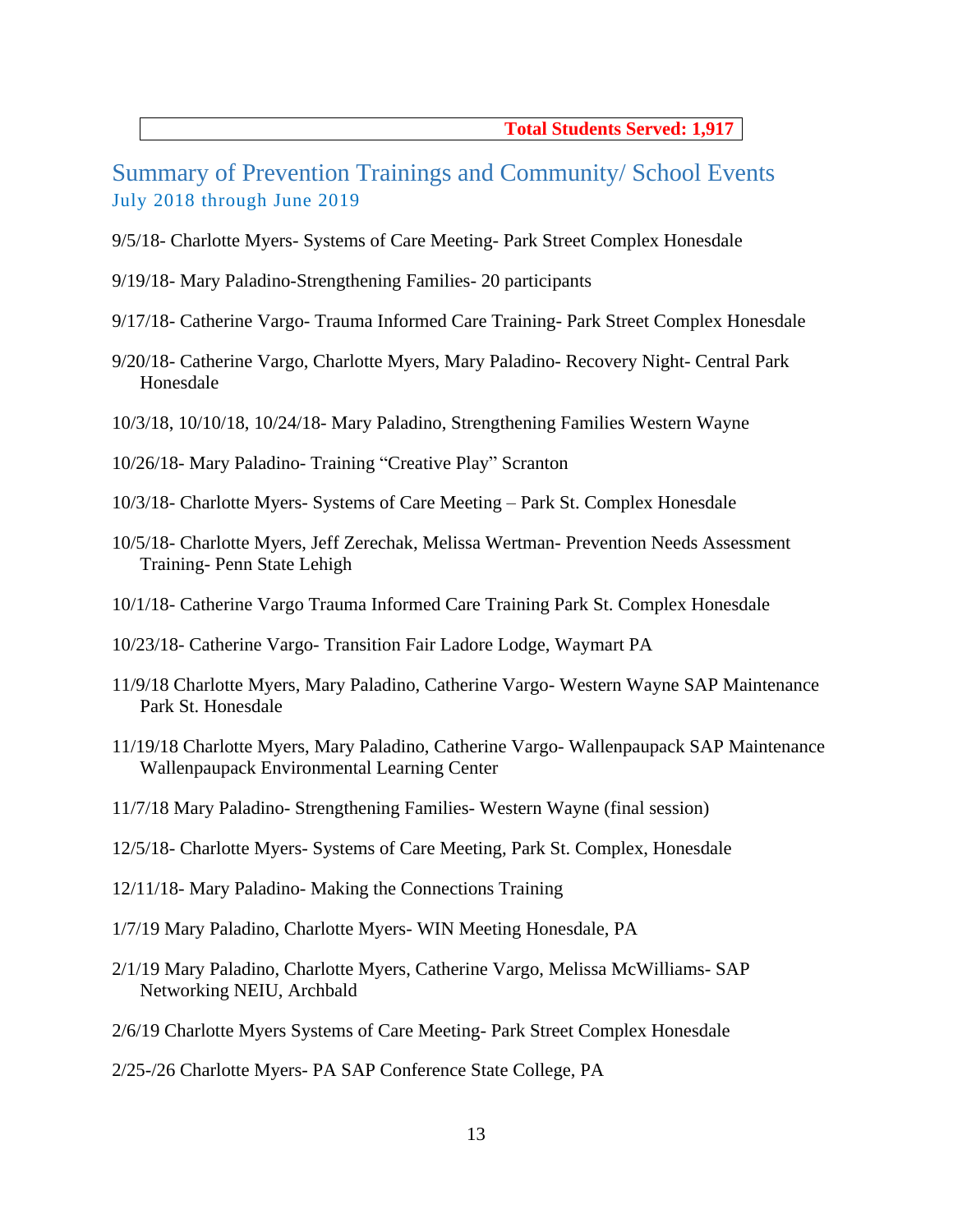**Total Students Served: 1,917**

## Summary of Prevention Trainings and Community/ School Events

### July 2018 through June 2019

9/5/18- Charlotte Myers- Systems of Care Meeting- Park Street Complex Honesdale

9/19/18- Mary Paladino-Strengthening Families- 20 participants

9/17/18- Catherine Vargo- Trauma Informed Care Training- Park Street Complex Honesdale

9/20/18- Catherine Vargo, Charlotte Myers, Mary Paladino- Recovery Night- Central Park Honesdale

10/3/18, 10/10/18, 10/24/18- Mary Paladino, Strengthening Families Western Wayne

10/26/18- Mary Paladino- Training "Creative Play" Scranton

10/3/18- Charlotte Myers- Systems of Care Meeting – Park St. Complex Honesdale

10/5/18- Charlotte Myers, Jeff Zerechak, Melissa Wertman- Prevention Needs Assessment Training- Penn State Lehigh

10/1/18- Catherine Vargo Trauma Informed Care Training Park St. Complex Honesdale

10/23/18- Catherine Vargo- Transition Fair Ladore Lodge, Waymart PA

11/9/18 Charlotte Myers, Mary Paladino, Catherine Vargo- Western Wayne SAP Maintenance Park St. Honesdale

11/19/18 Charlotte Myers, Mary Paladino, Catherine Vargo- Wallenpaupack SAP Maintenance Wallenpaupack Environmental Learning Center

11/7/18 Mary Paladino- Strengthening Families- Western Wayne (final session)

12/5/18- Charlotte Myers- Systems of Care Meeting, Park St. Complex, Honesdale

12/11/18- Mary Paladino- Making the Connections Training

1/7/19 Mary Paladino, Charlotte Myers- WIN Meeting Honesdale, PA

2/1/19 Mary Paladino, Charlotte Myers, Catherine Vargo, Melissa McWilliams- SAP Networking NEIU, Archbald

2/6/19 Charlotte Myers Systems of Care Meeting- Park Street Complex Honesdale

2/25-/26 Charlotte Myers- PA SAP Conference State College, PA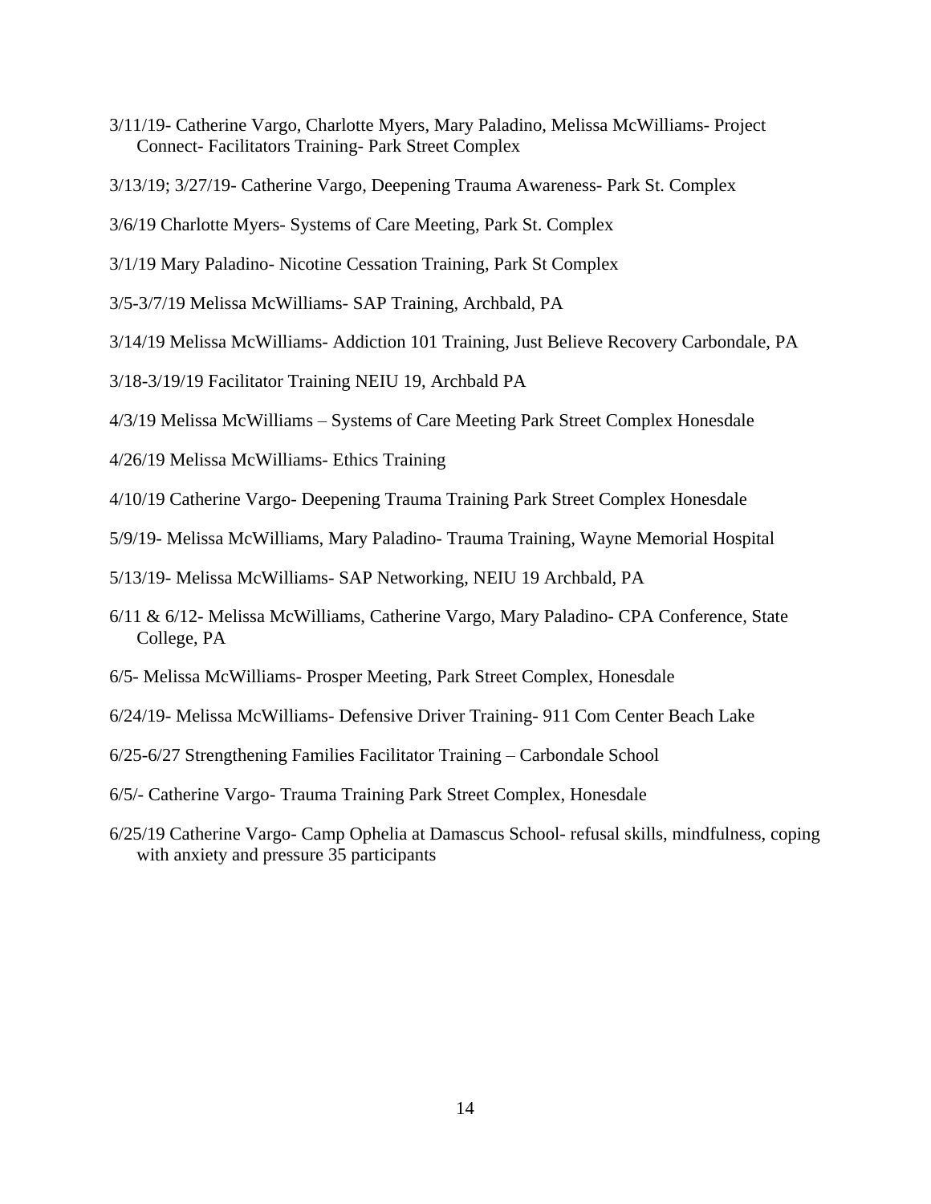3/11/19- Catherine Vargo, Charlotte Myers, Mary Paladino, Melissa McWilliams- Project Connect- Facilitators Training- Park Street Complex

3/13/19; 3/27/19- Catherine Vargo, Deepening Trauma Awareness- Park St. Complex

3/6/19 Charlotte Myers- Systems of Care Meeting, Park St. Complex

3/1/19 Mary Paladino- Nicotine Cessation Training, Park St Complex

3/5-3/7/19 Melissa McWilliams- SAP Training, Archbald, PA

3/14/19 Melissa McWilliams- Addiction 101 Training, Just Believe Recovery Carbondale, PA

3/18-3/19/19 Facilitator Training NEIU 19, Archbald PA

4/3/19 Melissa McWilliams – Systems of Care Meeting Park Street Complex Honesdale

4/26/19 Melissa McWilliams- Ethics Training

4/10/19 Catherine Vargo- Deepening Trauma Training Park Street Complex Honesdale

5/9/19- Melissa McWilliams, Mary Paladino- Trauma Training, Wayne Memorial Hospital

5/13/19- Melissa McWilliams- SAP Networking, NEIU 19 Archbald, PA

6/11 & 6/12- Melissa McWilliams, Catherine Vargo, Mary Paladino- CPA Conference, State College, PA

6/5- Melissa McWilliams- Prosper Meeting, Park Street Complex, Honesdale

6/24/19- Melissa McWilliams- Defensive Driver Training- 911 Com Center Beach Lake

6/25-6/27 Strengthening Families Facilitator Training – Carbondale School

6/5/- Catherine Vargo- Trauma Training Park Street Complex, Honesdale

6/25/19 Catherine Vargo- Camp Ophelia at Damascus School- refusal skills, mindfulness, coping with anxiety and pressure 35 participants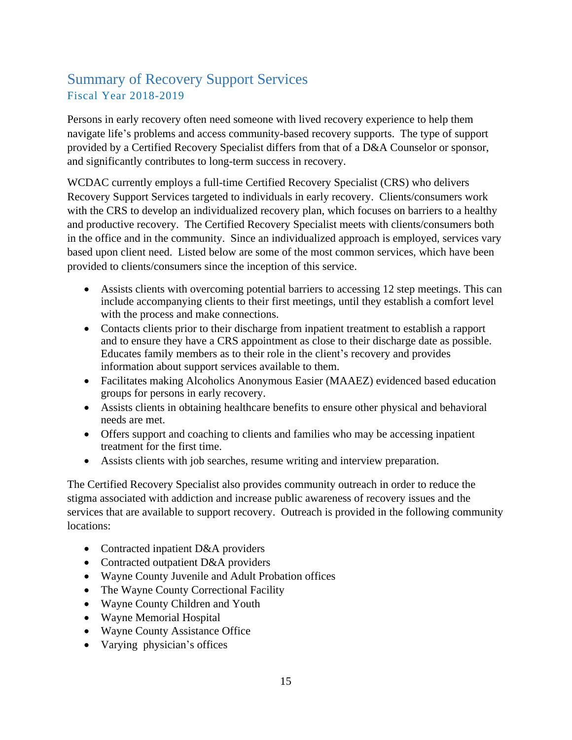## Summary of Recovery Support Services

### Fiscal Year 2018-2019

Persons in early recovery often need someone with lived recovery experience to help them navigate life's problems and access community-based recovery supports. The type of support provided by a Certified Recovery Specialist differs from that of a D&A Counselor or sponsor, and significantly contributes to long-term success in recovery.

WCDAC currently employs a full-time Certified Recovery Specialist (CRS) who delivers Recovery Support Services targeted to individuals in early recovery. Clients/consumers work with the CRS to develop an individualized recovery plan, which focuses on barriers to a healthy and productive recovery. The Certified Recovery Specialist meets with clients/consumers both in the office and in the community. Since an individualized approach is employed, services vary based upon client need. Listed below are some of the most common services, which have been provided to clients/consumers since the inception of this service.

- Assists clients with overcoming potential barriers to accessing 12 step meetings. This can include accompanying clients to their first meetings, until they establish a comfort level with the process and make connections.
- Contacts clients prior to their discharge from inpatient treatment to establish a rapport and to ensure they have a CRS appointment as close to their discharge date as possible. Educates family members as to their role in the client's recovery and provides information about support services available to them.
- Facilitates making Alcoholics Anonymous Easier (MAAEZ) evidenced based education groups for persons in early recovery.
- Assists clients in obtaining healthcare benefits to ensure other physical and behavioral needs are met.
- Offers support and coaching to clients and families who may be accessing inpatient treatment for the first time.
- Assists clients with job searches, resume writing and interview preparation.

The Certified Recovery Specialist also provides community outreach in order to reduce the stigma associated with addiction and increase public awareness of recovery issues and the services that are available to support recovery. Outreach is provided in the following community locations:

- Contracted inpatient D&A providers
- Contracted outpatient D&A providers
- Wayne County Juvenile and Adult Probation offices
- The Wayne County Correctional Facility
- Wayne County Children and Youth
- Wayne Memorial Hospital
- Wayne County Assistance Office
- Varying physician's offices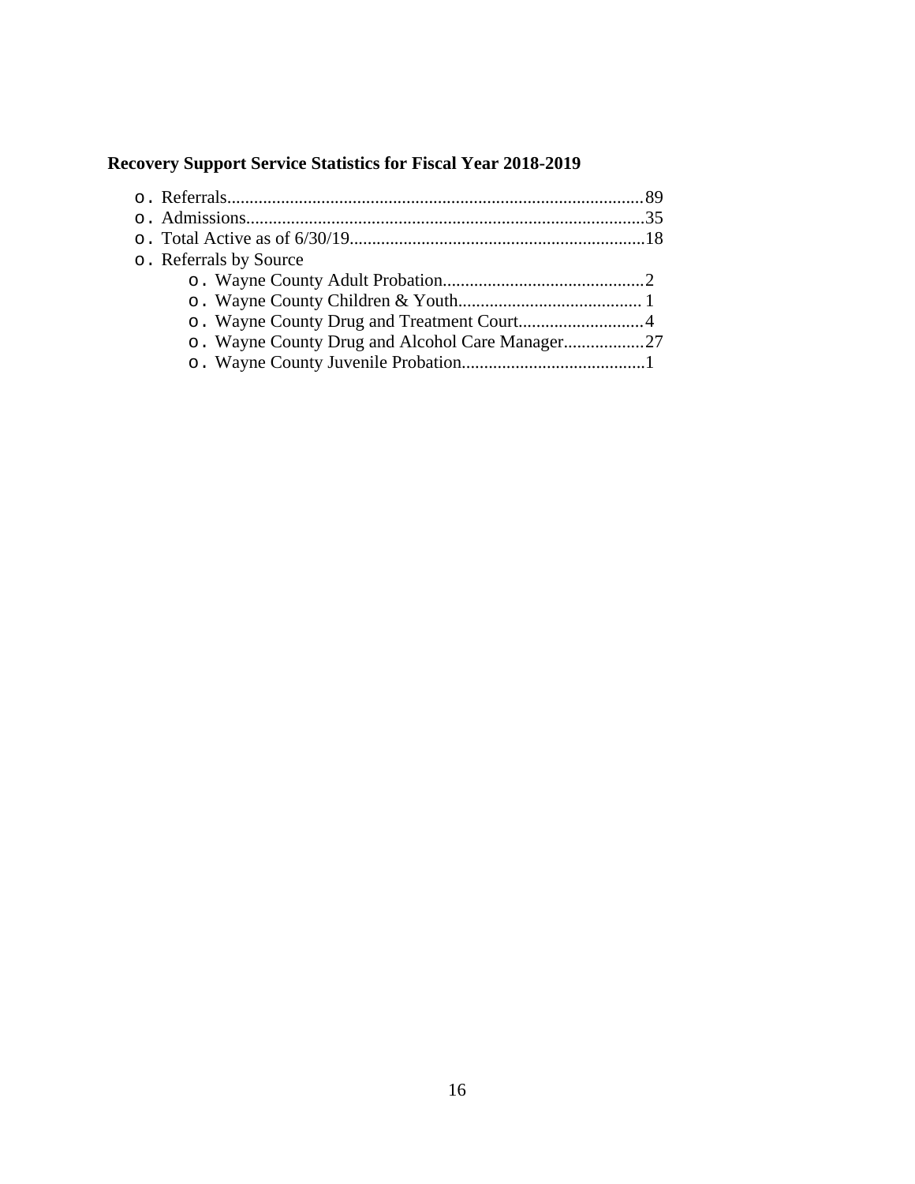**Recovery Support Service Statistics for Fiscal Year 2018-2019**

- Referrals............................................................................................89
- Admissions.........................................................................................35
- Total Active as of 6/30/19..................................................................18
- Referrals by Source
  - Wayne County Adult Probation.............................................2
  - Wayne County Children & Youth......................................... 1
  - Wayne County Drug and Treatment Court............................4
  - Wayne County Drug and Alcohol Care Manager..................27
  - Wayne County Juvenile Probation.........................................1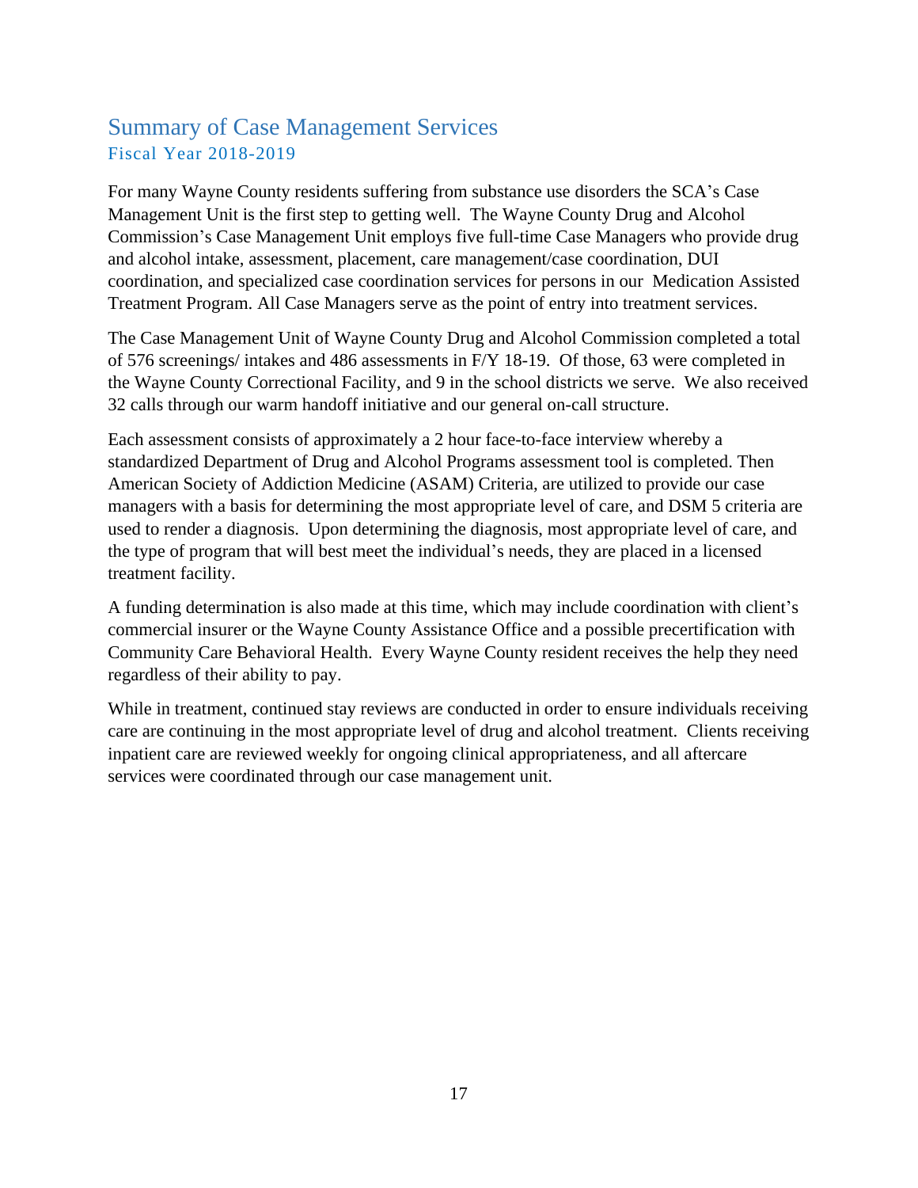## Summary of Case Management Services

### Fiscal Year 2018-2019

For many Wayne County residents suffering from substance use disorders the SCA's Case Management Unit is the first step to getting well. The Wayne County Drug and Alcohol Commission's Case Management Unit employs five full-time Case Managers who provide drug and alcohol intake, assessment, placement, care management/case coordination, DUI coordination, and specialized case coordination services for persons in our Medication Assisted Treatment Program. All Case Managers serve as the point of entry into treatment services.

The Case Management Unit of Wayne County Drug and Alcohol Commission completed a total of 576 screenings/ intakes and 486 assessments in F/Y 18-19. Of those, 63 were completed in the Wayne County Correctional Facility, and 9 in the school districts we serve. We also received 32 calls through our warm handoff initiative and our general on-call structure.

Each assessment consists of approximately a 2 hour face-to-face interview whereby a standardized Department of Drug and Alcohol Programs assessment tool is completed. Then American Society of Addiction Medicine (ASAM) Criteria, are utilized to provide our case managers with a basis for determining the most appropriate level of care, and DSM 5 criteria are used to render a diagnosis. Upon determining the diagnosis, most appropriate level of care, and the type of program that will best meet the individual's needs, they are placed in a licensed treatment facility.

A funding determination is also made at this time, which may include coordination with client's commercial insurer or the Wayne County Assistance Office and a possible precertification with Community Care Behavioral Health. Every Wayne County resident receives the help they need regardless of their ability to pay.

While in treatment, continued stay reviews are conducted in order to ensure individuals receiving care are continuing in the most appropriate level of drug and alcohol treatment. Clients receiving inpatient care are reviewed weekly for ongoing clinical appropriateness, and all aftercare services were coordinated through our case management unit.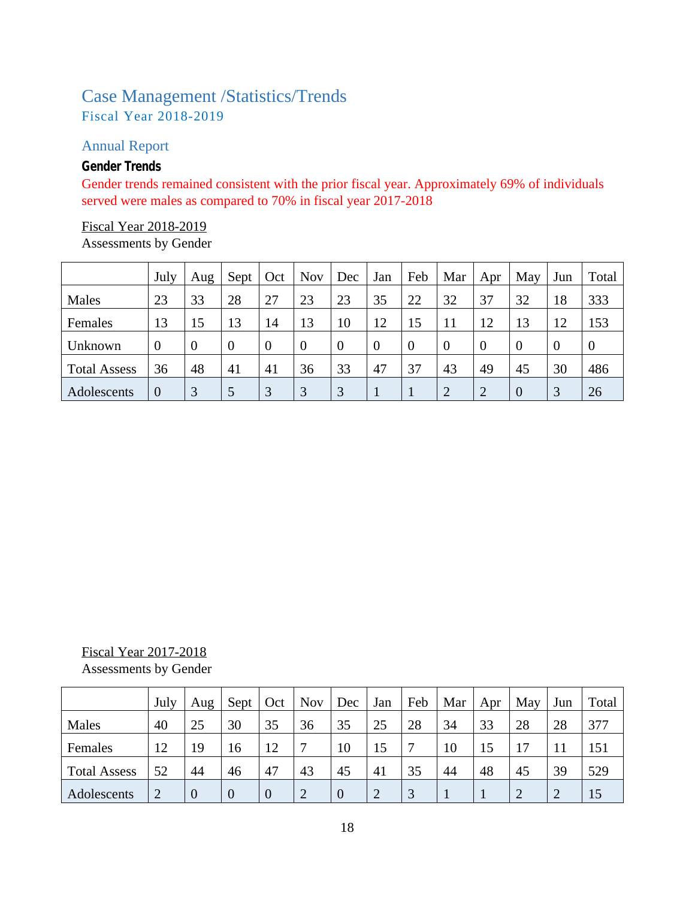# Case Management /Statistics/Trends

Fiscal Year 2018-2019

## Annual Report

**Gender Trends**

Gender trends remained consistent with the prior fiscal year. Approximately 69% of individuals served were males as compared to 70% in fiscal year 2017-2018

Fiscal Year 2018-2019

Assessments by Gender

| | July | Aug | Sept | Oct | Nov | Dec | Jan | Feb | Mar | Apr | May | Jun | Total |
|---|---|---|---|---|---|---|---|---|---|---|---|---|---|
| Males | 23 | 33 | 28 | 27 | 23 | 23 | 35 | 22 | 32 | 37 | 32 | 18 | 333 |
| Females | 13 | 15 | 13 | 14 | 13 | 10 | 12 | 15 | 11 | 12 | 13 | 12 | 153 |
| Unknown | 0 | 0 | 0 | 0 | 0 | 0 | 0 | 0 | 0 | 0 | 0 | 0 | 0 |
| Total Assess | 36 | 48 | 41 | 41 | 36 | 33 | 47 | 37 | 43 | 49 | 45 | 30 | 486 |
| Adolescents | 0 | 3 | 5 | 3 | 3 | 3 | 1 | 1 | 2 | 2 | 0 | 3 | 26 |

Fiscal Year 2017-2018

Assessments by Gender

| | July | Aug | Sept | Oct | Nov | Dec | Jan | Feb | Mar | Apr | May | Jun | Total |
|---|---|---|---|---|---|---|---|---|---|---|---|---|---|
| Males | 40 | 25 | 30 | 35 | 36 | 35 | 25 | 28 | 34 | 33 | 28 | 28 | 377 |
| Females | 12 | 19 | 16 | 12 | 7 | 10 | 15 | 7 | 10 | 15 | 17 | 11 | 151 |
| Total Assess | 52 | 44 | 46 | 47 | 43 | 45 | 41 | 35 | 44 | 48 | 45 | 39 | 529 |
| Adolescents | 2 | 0 | 0 | 0 | 2 | 0 | 2 | 3 | 1 | 1 | 2 | 2 | 15 |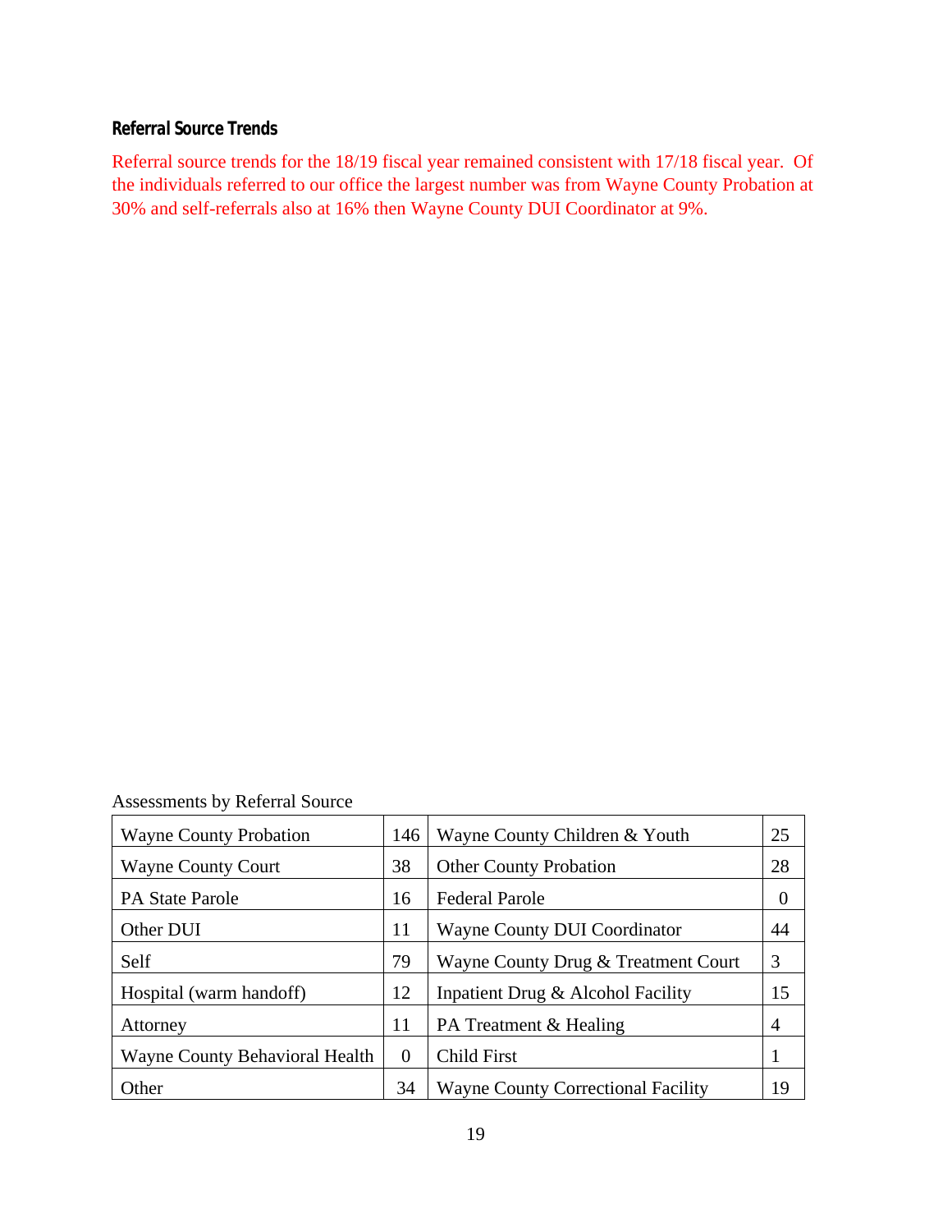### Referral Source Trends

Referral source trends for the 18/19 fiscal year remained consistent with 17/18 fiscal year. Of the individuals referred to our office the largest number was from Wayne County Probation at 30% and self-referrals also at 16% then Wayne County DUI Coordinator at 9%.

Assessments by Referral Source

| | | | |
|---|---|---|---|
| Wayne County Probation | 146 | Wayne County Children & Youth | 25 |
| Wayne County Court | 38 | Other County Probation | 28 |
| PA State Parole | 16 | Federal Parole | 0 |
| Other DUI | 11 | Wayne County DUI Coordinator | 44 |
| Self | 79 | Wayne County Drug & Treatment Court | 3 |
| Hospital (warm handoff) | 12 | Inpatient Drug & Alcohol Facility | 15 |
| Attorney | 11 | PA Treatment & Healing | 4 |
| Wayne County Behavioral Health | 0 | Child First | 1 |
| Other | 34 | Wayne County Correctional Facility | 19 |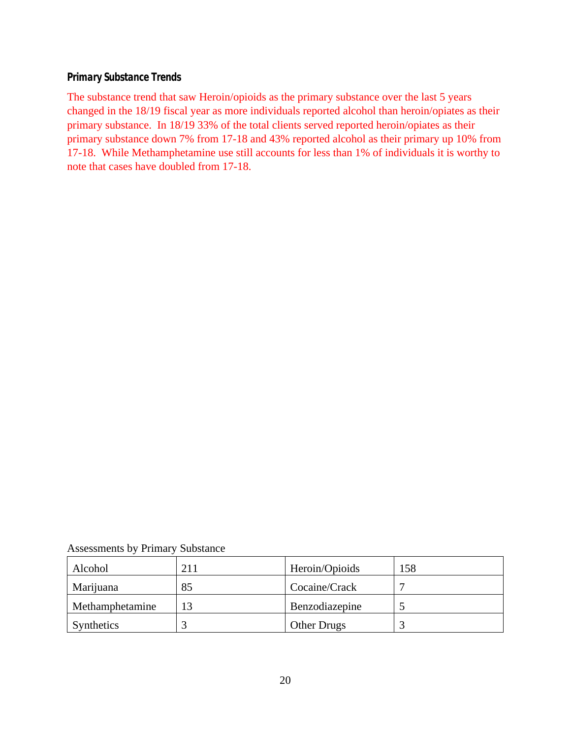### Primary Substance Trends

The substance trend that saw Heroin/opioids as the primary substance over the last 5 years changed in the 18/19 fiscal year as more individuals reported alcohol than heroin/opiates as their primary substance. In 18/19 33% of the total clients served reported heroin/opiates as their primary substance down 7% from 17-18 and 43% reported alcohol as their primary up 10% from 17-18. While Methamphetamine use still accounts for less than 1% of individuals it is worthy to note that cases have doubled from 17-18.

Assessments by Primary Substance

| Alcohol | 211 | Heroin/Opioids | 158 |
|---|---|---|---|
| Marijuana | 85 | Cocaine/Crack | 7 |
| Methamphetamine | 13 | Benzodiazepine | 5 |
| Synthetics | 3 | Other Drugs | 3 |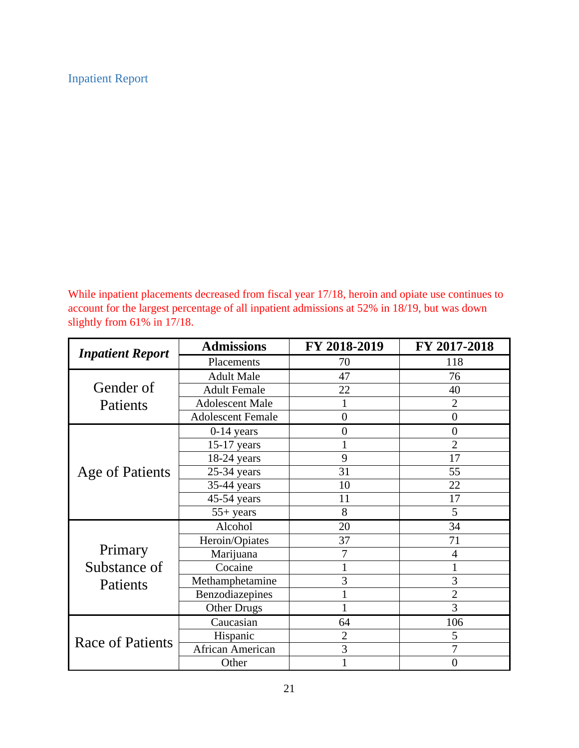## Inpatient Report

While inpatient placements decreased from fiscal year 17/18, heroin and opiate use continues to account for the largest percentage of all inpatient admissions at 52% in 18/19, but was down slightly from 61% in 17/18.

| ***Inpatient Report*** | **Admissions** | **FY 2018-2019** | **FY 2017-2018** |
|---|---|---|---|
| | Placements | 70 | 118 |
| Gender of Patients | Adult Male | 47 | 76 |
| | Adult Female | 22 | 40 |
| | Adolescent Male | 1 | 2 |
| | Adolescent Female | 0 | 0 |
| Age of Patients | 0-14 years | 0 | 0 |
| | 15-17 years | 1 | 2 |
| | 18-24 years | 9 | 17 |
| | 25-34 years | 31 | 55 |
| | 35-44 years | 10 | 22 |
| | 45-54 years | 11 | 17 |
| | 55+ years | 8 | 5 |
| Primary Substance of Patients | Alcohol | 20 | 34 |
| | Heroin/Opiates | 37 | 71 |
| | Marijuana | 7 | 4 |
| | Cocaine | 1 | 1 |
| | Methamphetamine | 3 | 3 |
| | Benzodiazepines | 1 | 2 |
| | Other Drugs | 1 | 3 |
| Race of Patients | Caucasian | 64 | 106 |
| | Hispanic | 2 | 5 |
| | African American | 3 | 7 |
| | Other | 1 | 0 |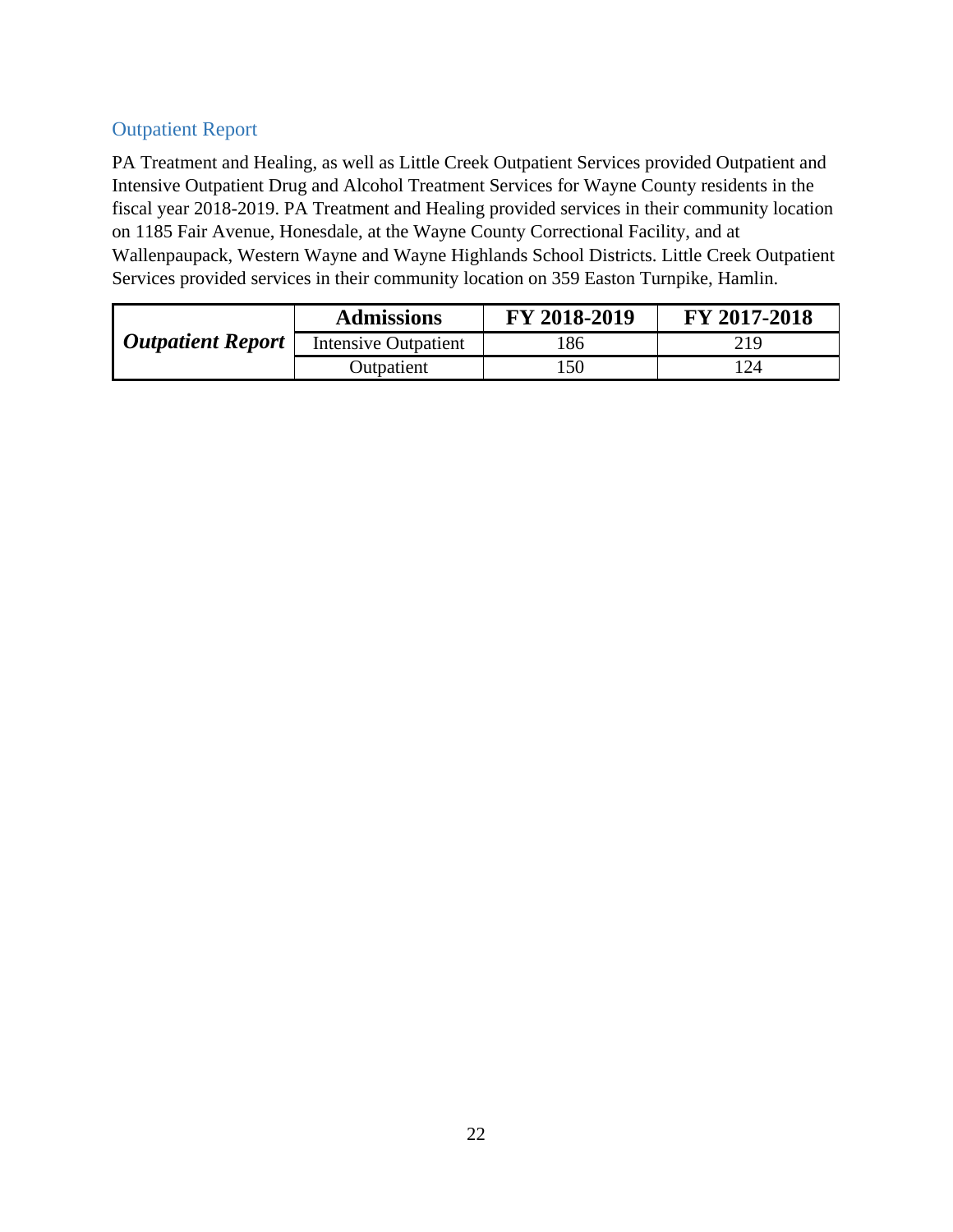## Outpatient Report

PA Treatment and Healing, as well as Little Creek Outpatient Services provided Outpatient and Intensive Outpatient Drug and Alcohol Treatment Services for Wayne County residents in the fiscal year 2018-2019. PA Treatment and Healing provided services in their community location on 1185 Fair Avenue, Honesdale, at the Wayne County Correctional Facility, and at Wallenpaupack, Western Wayne and Wayne Highlands School Districts. Little Creek Outpatient Services provided services in their community location on 359 Easton Turnpike, Hamlin.

| | **Admissions** | **FY 2018-2019** | **FY 2017-2018** |
|---|---|---|---|
| ***Outpatient Report*** | Intensive Outpatient | 186 | 219 |
| | Outpatient | 150 | 124 |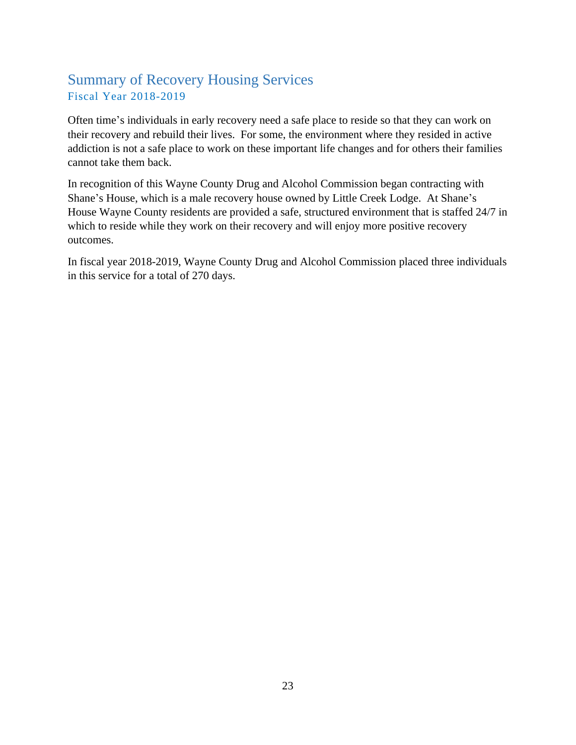## Summary of Recovery Housing Services

### Fiscal Year 2018-2019

Often time's individuals in early recovery need a safe place to reside so that they can work on their recovery and rebuild their lives. For some, the environment where they resided in active addiction is not a safe place to work on these important life changes and for others their families cannot take them back.

In recognition of this Wayne County Drug and Alcohol Commission began contracting with Shane's House, which is a male recovery house owned by Little Creek Lodge. At Shane's House Wayne County residents are provided a safe, structured environment that is staffed 24/7 in which to reside while they work on their recovery and will enjoy more positive recovery outcomes.

In fiscal year 2018-2019, Wayne County Drug and Alcohol Commission placed three individuals in this service for a total of 270 days.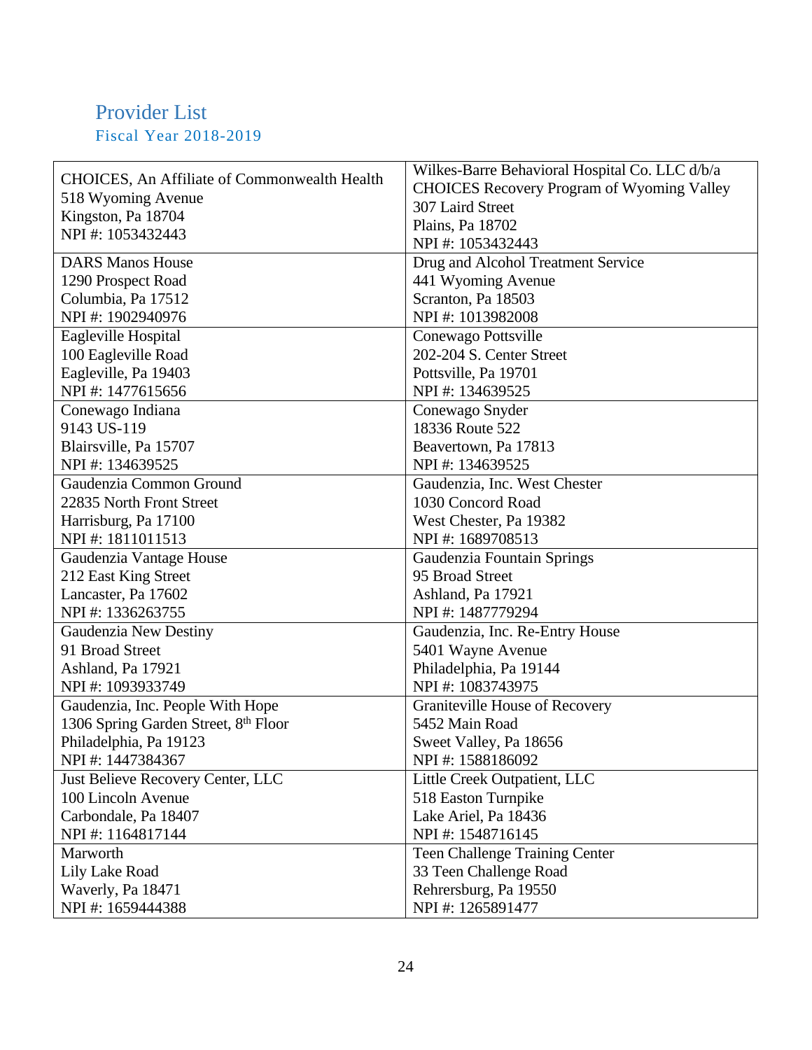# Provider List

## Fiscal Year 2018-2019

| | |
|---|---|
| CHOICES, An Affiliate of Commonwealth Health<br>518 Wyoming Avenue<br>Kingston, Pa 18704<br>NPI #: 1053432443 | Wilkes-Barre Behavioral Hospital Co. LLC d/b/a CHOICES Recovery Program of Wyoming Valley<br>307 Laird Street<br>Plains, Pa 18702<br>NPI #: 1053432443 |
| DARS Manos House<br>1290 Prospect Road<br>Columbia, Pa 17512<br>NPI #: 1902940976 | Drug and Alcohol Treatment Service<br>441 Wyoming Avenue<br>Scranton, Pa 18503<br>NPI #: 1013982008 |
| Eagleville Hospital<br>100 Eagleville Road<br>Eagleville, Pa 19403<br>NPI #: 1477615656 | Conewago Pottsville<br>202-204 S. Center Street<br>Pottsville, Pa 19701<br>NPI #: 134639525 |
| Conewago Indiana<br>9143 US-119<br>Blairsville, Pa 15707<br>NPI #: 134639525 | Conewago Snyder<br>18336 Route 522<br>Beavertown, Pa 17813<br>NPI #: 134639525 |
| Gaudenzia Common Ground<br>22835 North Front Street<br>Harrisburg, Pa 17100<br>NPI #: 1811011513 | Gaudenzia, Inc. West Chester<br>1030 Concord Road<br>West Chester, Pa 19382<br>NPI #: 1689708513 |
| Gaudenzia Vantage House<br>212 East King Street<br>Lancaster, Pa 17602<br>NPI #: 1336263755 | Gaudenzia Fountain Springs<br>95 Broad Street<br>Ashland, Pa 17921<br>NPI #: 1487779294 |
| Gaudenzia New Destiny<br>91 Broad Street<br>Ashland, Pa 17921<br>NPI #: 1093933749 | Gaudenzia, Inc. Re-Entry House<br>5401 Wayne Avenue<br>Philadelphia, Pa 19144<br>NPI #: 1083743975 |
| Gaudenzia, Inc. People With Hope<br>1306 Spring Garden Street, 8th Floor<br>Philadelphia, Pa 19123<br>NPI #: 1447384367 | Graniteville House of Recovery<br>5452 Main Road<br>Sweet Valley, Pa 18656<br>NPI #: 1588186092 |
| Just Believe Recovery Center, LLC<br>100 Lincoln Avenue<br>Carbondale, Pa 18407<br>NPI #: 1164817144 | Little Creek Outpatient, LLC<br>518 Easton Turnpike<br>Lake Ariel, Pa 18436<br>NPI #: 1548716145 |
| Marworth<br>Lily Lake Road<br>Waverly, Pa 18471<br>NPI #: 1659444388 | Teen Challenge Training Center<br>33 Teen Challenge Road<br>Rehrersburg, Pa 19550<br>NPI #: 1265891477 |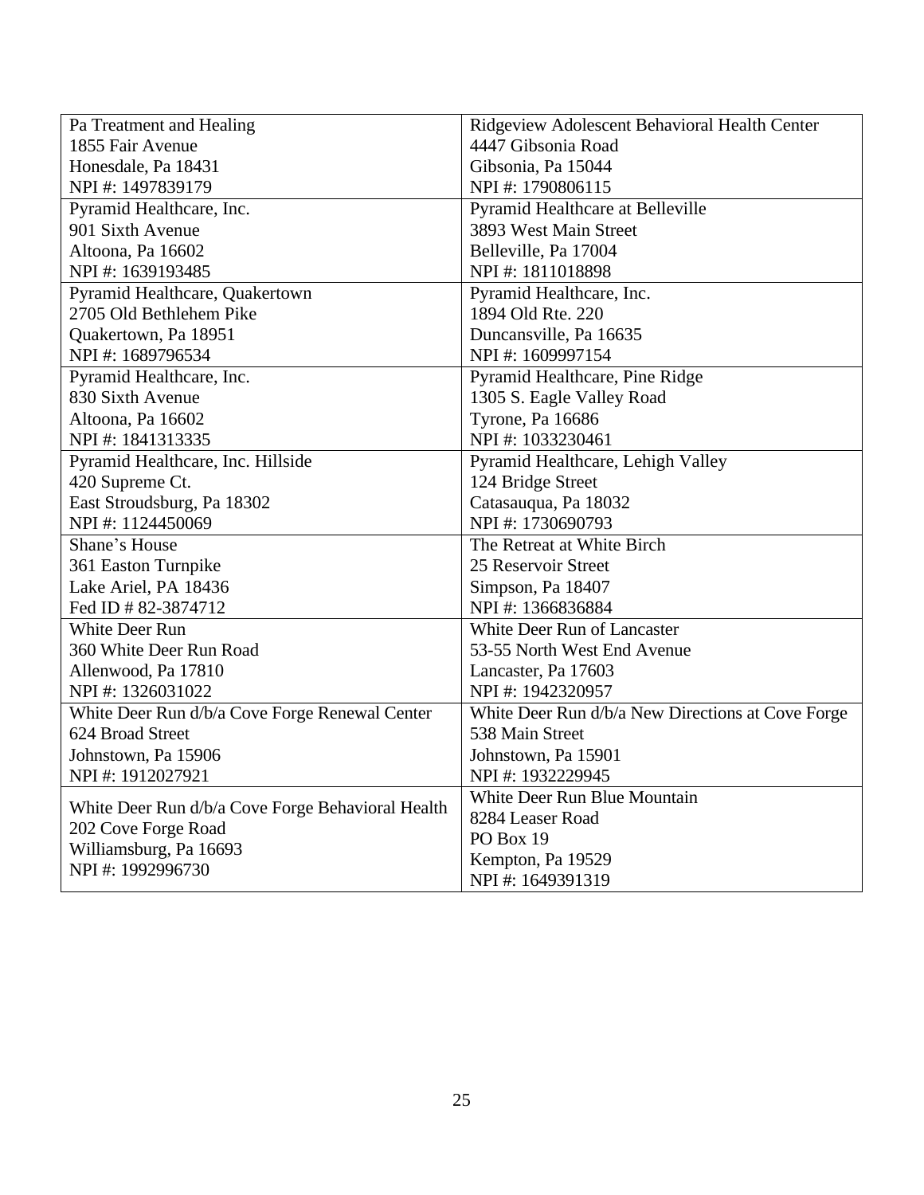| Pa Treatment and Healing<br>1855 Fair Avenue<br>Honesdale, Pa 18431<br>NPI #: 1497839179 | Ridgeview Adolescent Behavioral Health Center<br>4447 Gibsonia Road<br>Gibsonia, Pa 15044<br>NPI #: 1790806115 |
|---|---|
| Pyramid Healthcare, Inc.<br>901 Sixth Avenue<br>Altoona, Pa 16602<br>NPI #: 1639193485 | Pyramid Healthcare at Belleville<br>3893 West Main Street<br>Belleville, Pa 17004<br>NPI #: 1811018898 |
| Pyramid Healthcare, Quakertown<br>2705 Old Bethlehem Pike<br>Quakertown, Pa 18951<br>NPI #: 1689796534 | Pyramid Healthcare, Inc.<br>1894 Old Rte. 220<br>Duncansville, Pa 16635<br>NPI #: 1609997154 |
| Pyramid Healthcare, Inc.<br>830 Sixth Avenue<br>Altoona, Pa 16602<br>NPI #: 1841313335 | Pyramid Healthcare, Pine Ridge<br>1305 S. Eagle Valley Road<br>Tyrone, Pa 16686<br>NPI #: 1033230461 |
| Pyramid Healthcare, Inc. Hillside<br>420 Supreme Ct.<br>East Stroudsburg, Pa 18302<br>NPI #: 1124450069 | Pyramid Healthcare, Lehigh Valley<br>124 Bridge Street<br>Catasauqua, Pa 18032<br>NPI #: 1730690793 |
| Shane's House<br>361 Easton Turnpike<br>Lake Ariel, PA 18436<br>Fed ID # 82-3874712 | The Retreat at White Birch<br>25 Reservoir Street<br>Simpson, Pa 18407<br>NPI #: 1366836884 |
| White Deer Run<br>360 White Deer Run Road<br>Allenwood, Pa 17810<br>NPI #: 1326031022 | White Deer Run of Lancaster<br>53-55 North West End Avenue<br>Lancaster, Pa 17603<br>NPI #: 1942320957 |
| White Deer Run d/b/a Cove Forge Renewal Center<br>624 Broad Street<br>Johnstown, Pa 15906<br>NPI #: 1912027921 | White Deer Run d/b/a New Directions at Cove Forge<br>538 Main Street<br>Johnstown, Pa 15901<br>NPI #: 1932229945 |
| White Deer Run d/b/a Cove Forge Behavioral Health<br>202 Cove Forge Road<br>Williamsburg, Pa 16693<br>NPI #: 1992996730 | White Deer Run Blue Mountain<br>8284 Leaser Road<br>PO Box 19<br>Kempton, Pa 19529<br>NPI #: 1649391319 |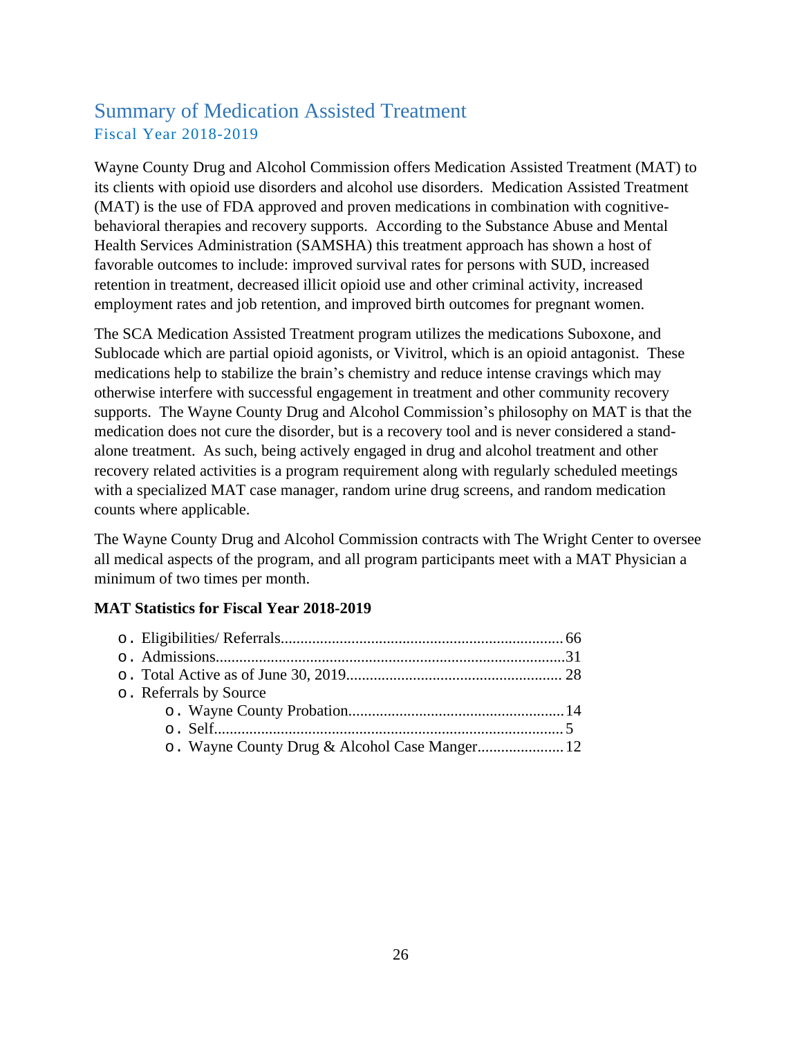# Summary of Medication Assisted Treatment

## Fiscal Year 2018-2019

Wayne County Drug and Alcohol Commission offers Medication Assisted Treatment (MAT) to its clients with opioid use disorders and alcohol use disorders. Medication Assisted Treatment (MAT) is the use of FDA approved and proven medications in combination with cognitive-behavioral therapies and recovery supports. According to the Substance Abuse and Mental Health Services Administration (SAMSHA) this treatment approach has shown a host of favorable outcomes to include: improved survival rates for persons with SUD, increased retention in treatment, decreased illicit opioid use and other criminal activity, increased employment rates and job retention, and improved birth outcomes for pregnant women.

The SCA Medication Assisted Treatment program utilizes the medications Suboxone, and Sublocade which are partial opioid agonists, or Vivitrol, which is an opioid antagonist. These medications help to stabilize the brain's chemistry and reduce intense cravings which may otherwise interfere with successful engagement in treatment and other community recovery supports. The Wayne County Drug and Alcohol Commission's philosophy on MAT is that the medication does not cure the disorder, but is a recovery tool and is never considered a stand-alone treatment. As such, being actively engaged in drug and alcohol treatment and other recovery related activities is a program requirement along with regularly scheduled meetings with a specialized MAT case manager, random urine drug screens, and random medication counts where applicable.

The Wayne County Drug and Alcohol Commission contracts with The Wright Center to oversee all medical aspects of the program, and all program participants meet with a MAT Physician a minimum of two times per month.

**MAT Statistics for Fiscal Year 2018-2019**

- Eligibilities/ Referrals........................................................................ 66
- Admissions......................................................................................... 31
- Total Active as of June 30, 2019....................................................... 28
- Referrals by Source
  - Wayne County Probation...................................................... 14
  - Self........................................................................................ 5
  - Wayne County Drug & Alcohol Case Manger..................... 12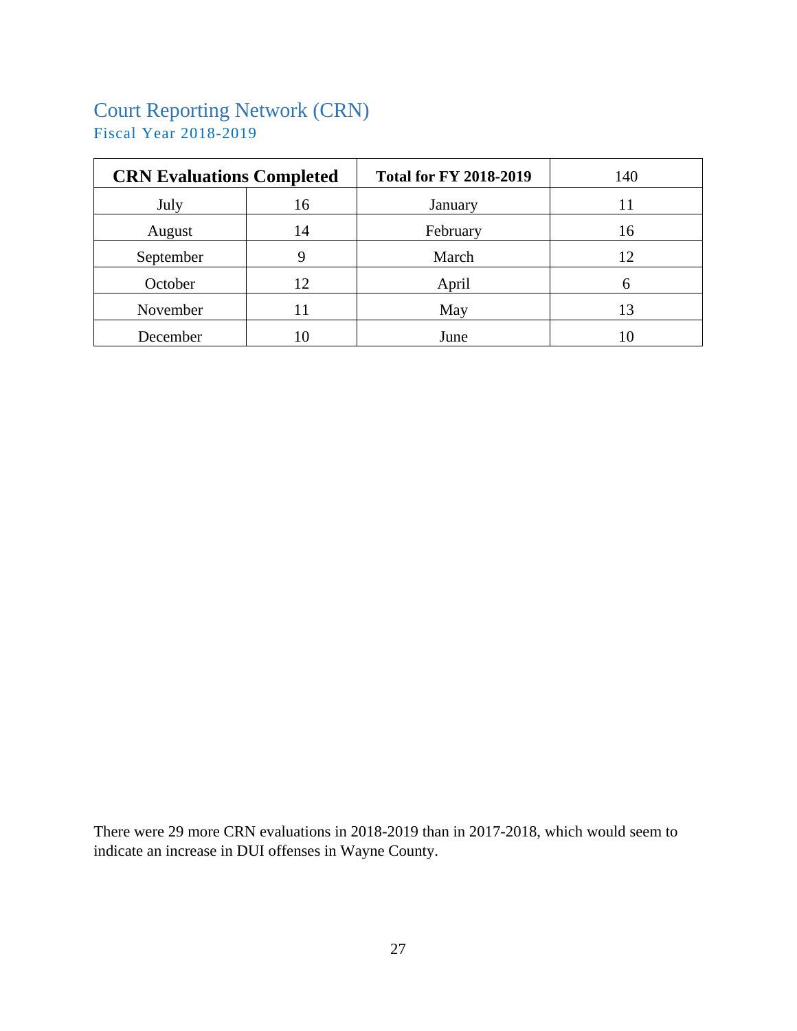## Court Reporting Network (CRN)

### Fiscal Year 2018-2019

| **CRN Evaluations Completed** | | **Total for FY 2018-2019** | 140 |
|---|---|---|---|
| July | 16 | January | 11 |
| August | 14 | February | 16 |
| September | 9 | March | 12 |
| October | 12 | April | 6 |
| November | 11 | May | 13 |
| December | 10 | June | 10 |

There were 29 more CRN evaluations in 2018-2019 than in 2017-2018, which would seem to indicate an increase in DUI offenses in Wayne County.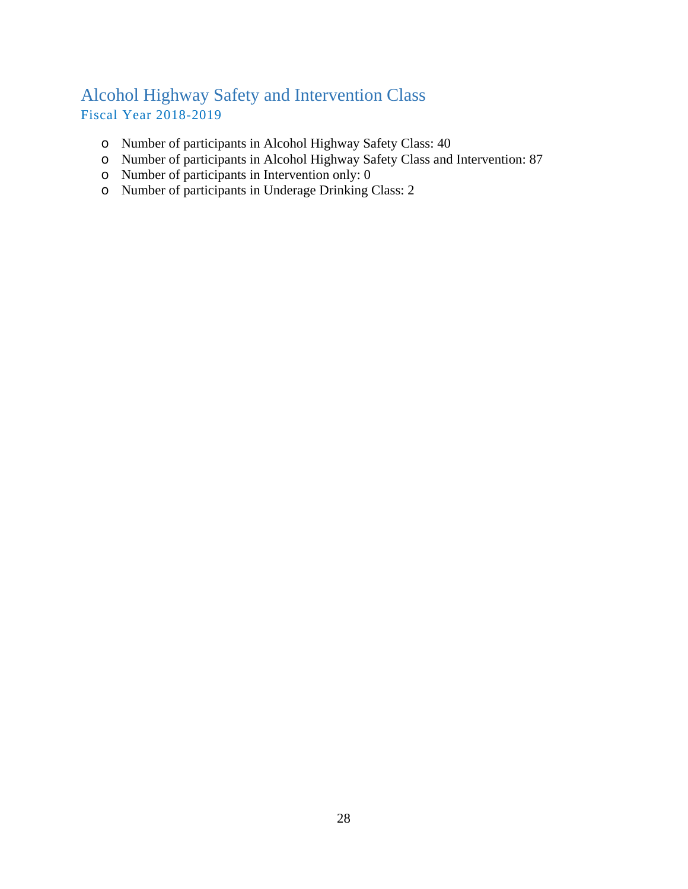## Alcohol Highway Safety and Intervention Class

### Fiscal Year 2018-2019

- Number of participants in Alcohol Highway Safety Class: 40
- Number of participants in Alcohol Highway Safety Class and Intervention: 87
- Number of participants in Intervention only: 0
- Number of participants in Underage Drinking Class: 2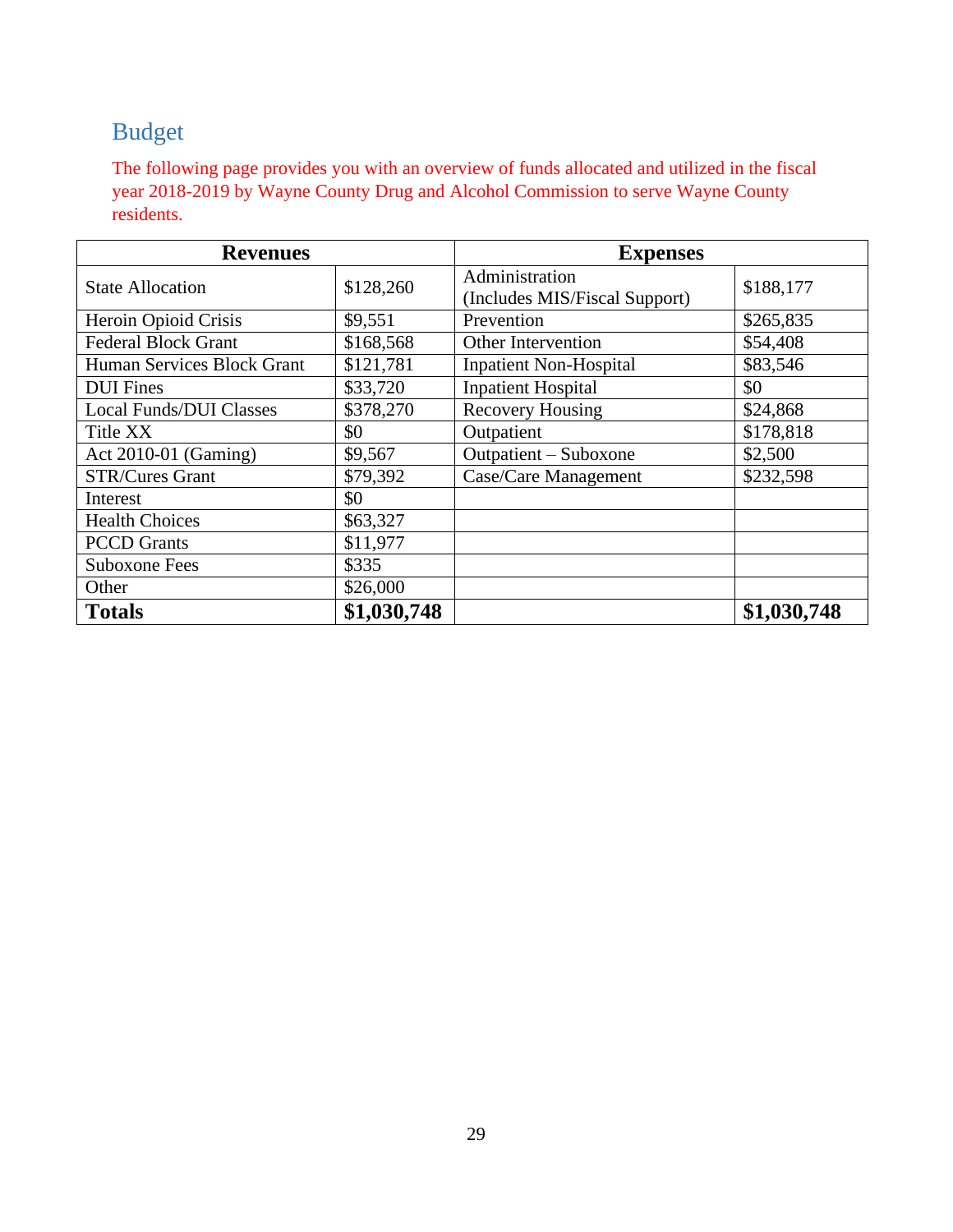## Budget

The following page provides you with an overview of funds allocated and utilized in the fiscal year 2018-2019 by Wayne County Drug and Alcohol Commission to serve Wayne County residents.

| **Revenues** | | **Expenses** | |
|---|---|---|---|
| State Allocation | $128,260 | Administration (Includes MIS/Fiscal Support) | $188,177 |
| Heroin Opioid Crisis | $9,551 | Prevention | $265,835 |
| Federal Block Grant | $168,568 | Other Intervention | $54,408 |
| Human Services Block Grant | $121,781 | Inpatient Non-Hospital | $83,546 |
| DUI Fines | $33,720 | Inpatient Hospital | $0 |
| Local Funds/DUI Classes | $378,270 | Recovery Housing | $24,868 |
| Title XX | $0 | Outpatient | $178,818 |
| Act 2010-01 (Gaming) | $9,567 | Outpatient – Suboxone | $2,500 |
| STR/Cures Grant | $79,392 | Case/Care Management | $232,598 |
| Interest | $0 | | |
| Health Choices | $63,327 | | |
| PCCD Grants | $11,977 | | |
| Suboxone Fees | $335 | | |
| Other | $26,000 | | |
| **Totals** | **$1,030,748** | | **$1,030,748** |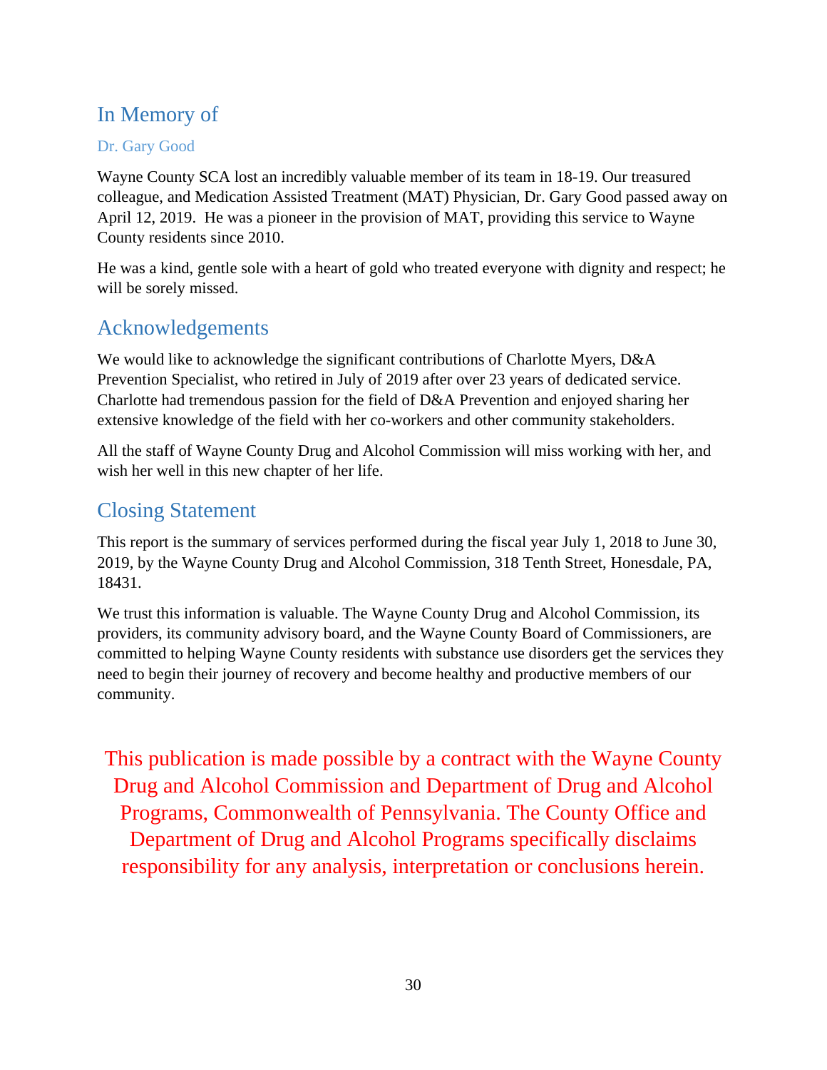## In Memory of

### Dr. Gary Good

Wayne County SCA lost an incredibly valuable member of its team in 18-19. Our treasured colleague, and Medication Assisted Treatment (MAT) Physician, Dr. Gary Good passed away on April 12, 2019. He was a pioneer in the provision of MAT, providing this service to Wayne County residents since 2010.

He was a kind, gentle sole with a heart of gold who treated everyone with dignity and respect; he will be sorely missed.

## Acknowledgements

We would like to acknowledge the significant contributions of Charlotte Myers, D&A Prevention Specialist, who retired in July of 2019 after over 23 years of dedicated service. Charlotte had tremendous passion for the field of D&A Prevention and enjoyed sharing her extensive knowledge of the field with her co-workers and other community stakeholders.

All the staff of Wayne County Drug and Alcohol Commission will miss working with her, and wish her well in this new chapter of her life.

## Closing Statement

This report is the summary of services performed during the fiscal year July 1, 2018 to June 30, 2019, by the Wayne County Drug and Alcohol Commission, 318 Tenth Street, Honesdale, PA, 18431.

We trust this information is valuable. The Wayne County Drug and Alcohol Commission, its providers, its community advisory board, and the Wayne County Board of Commissioners, are committed to helping Wayne County residents with substance use disorders get the services they need to begin their journey of recovery and become healthy and productive members of our community.

This publication is made possible by a contract with the Wayne County Drug and Alcohol Commission and Department of Drug and Alcohol Programs, Commonwealth of Pennsylvania. The County Office and Department of Drug and Alcohol Programs specifically disclaims responsibility for any analysis, interpretation or conclusions herein.